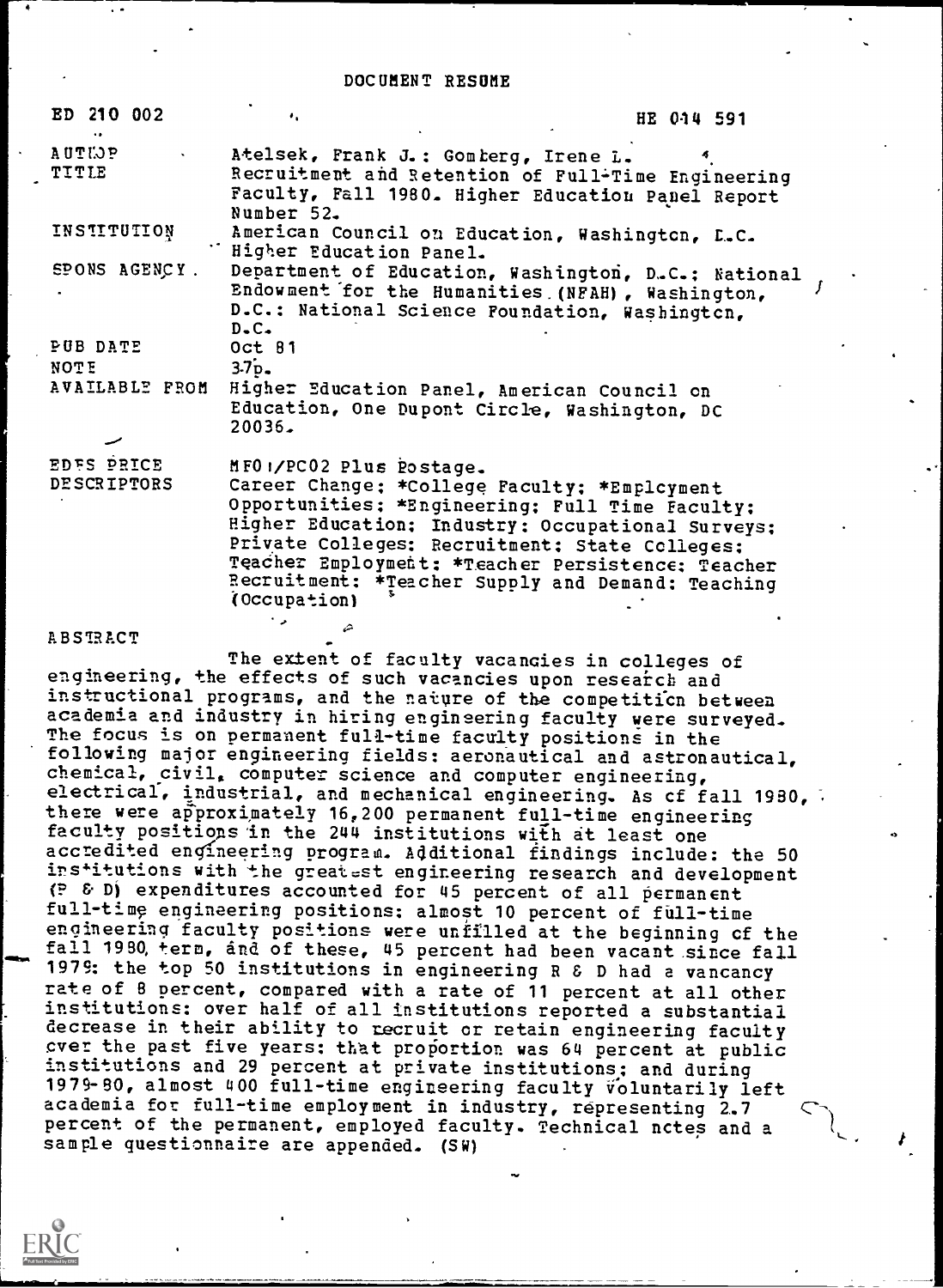# DOCUMENT RESUME

| | |
|---|---|
| ED 210 002 | HE 014 591 |
| AUTHOR | Atelsek, Frank J.; Gomberg, Irene L. |
| TITLE | Recruitment and Retention of Full-Time Engineering Faculty, Fall 1980. Higher Education Panel Report Number 52. |
| INSTITUTION | American Council on Education, Washington, D.C. Higher Education Panel. |
| SPONS AGENCY | Department of Education, Washington, D.C.; National Endowment for the Humanities (NFAH), Washington, D.C.; National Science Foundation, Washington, D.C. |
| PUB DATE | Oct 81 |
| NOTE | 37p. |
| AVAILABLE FROM | Higher Education Panel, American Council on Education, One Dupont Circle, Washington, DC 20036. |
| EDRS PRICE | MF01/PC02 Plus Postage. |
| DESCRIPTORS | Career Change; *College Faculty; *Employment Opportunities; *Engineering; Full Time Faculty; Higher Education; Industry; Occupational Surveys; Private Colleges; Recruitment; State Colleges; Teacher Employment; *Teacher Persistence; Teacher Recruitment; *Teacher Supply and Demand; Teaching (Occupation) |

## ABSTRACT

The extent of faculty vacancies in colleges of engineering, the effects of such vacancies upon research and instructional programs, and the nature of the competition between academia and industry in hiring engineering faculty were surveyed. The focus is on permanent full-time faculty positions in the following major engineering fields: aeronautical and astronautical, chemical, civil, computer science and computer engineering, electrical, industrial, and mechanical engineering. As of fall 1980, there were approximately 16,200 permanent full-time engineering faculty positions in the 244 institutions with at least one accredited engineering program. Additional findings include: the 50 institutions with the greatest engineering research and development (R & D) expenditures accounted for 45 percent of all permanent full-time engineering positions; almost 10 percent of full-time engineering faculty positions were unfilled at the beginning of the fall 1980 term, and of these, 45 percent had been vacant since fall 1979; the top 50 institutions in engineering R & D had a vacancy rate of 8 percent, compared with a rate of 11 percent at all other institutions; over half of all institutions reported a substantial decrease in their ability to recruit or retain engineering faculty over the past five years; that proportion was 64 percent at public institutions and 29 percent at private institutions; and during 1979-80, almost 400 full-time engineering faculty voluntarily left academia for full-time employment in industry, representing 2.7 percent of the permanent, employed faculty. Technical notes and a sample questionnaire are appended. (SW)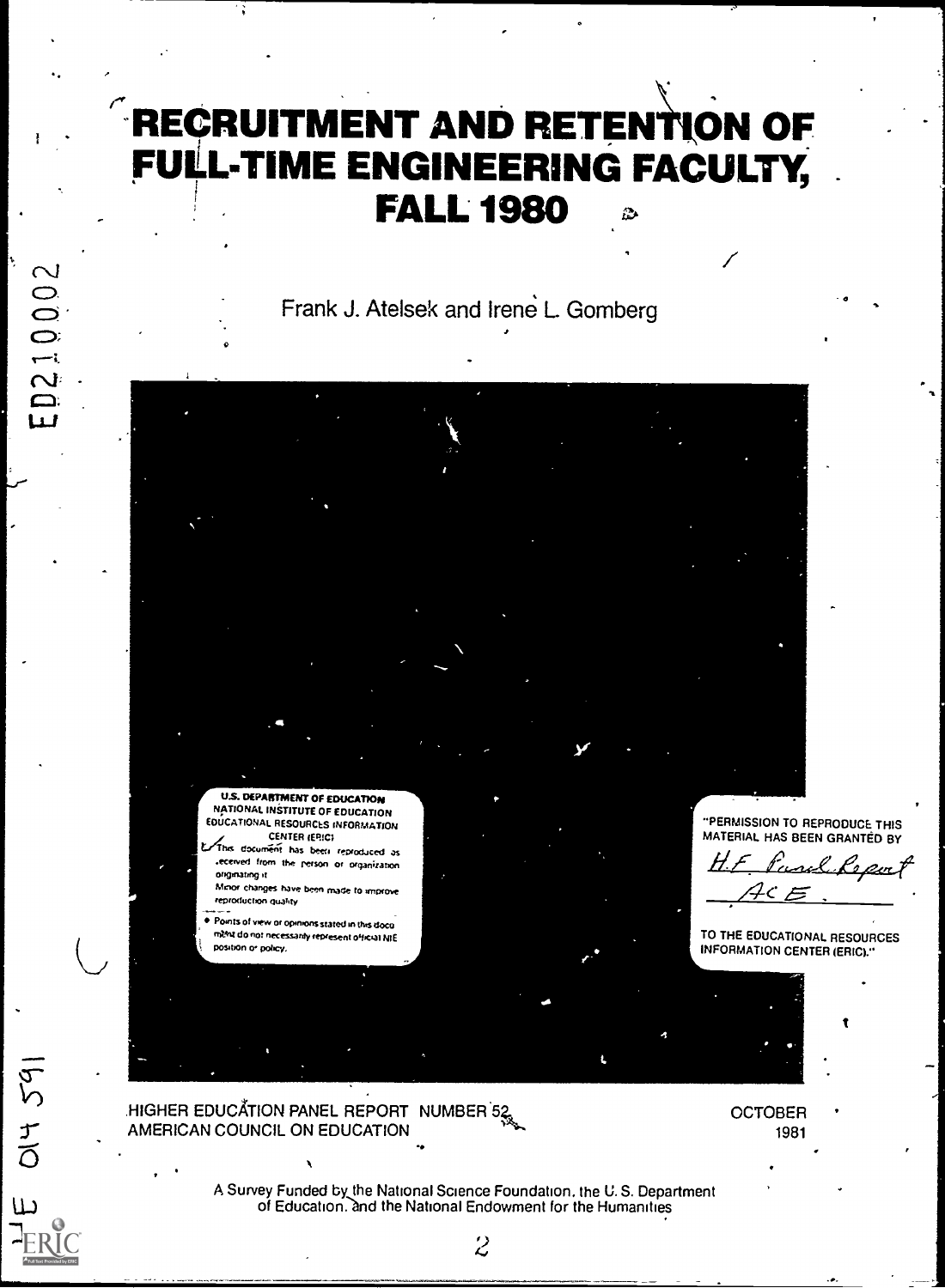# RECRUITMENT AND RETENTION OF FULL-TIME ENGINEERING FACULTY, FALL 1980

Frank J. Atelsek and Irene L. Gomberg

U.S. DEPARTMENT OF EDUCATION
NATIONAL INSTITUTE OF EDUCATION
EDUCATIONAL RESOURCES INFORMATION CENTER (ERIC)

This document has been reproduced as received from the person or organization originating it.

Minor changes have been made to improve reproduction quality.

Points of view or opinions stated in this document do not necessarily represent official NIE position or policy.

"PERMISSION TO REPRODUCE THIS MATERIAL HAS BEEN GRANTED BY

H.F. Panel Report
ACE

TO THE EDUCATIONAL RESOURCES INFORMATION CENTER (ERIC)."

HIGHER EDUCATION PANEL REPORT NUMBER 52
AMERICAN COUNCIL ON EDUCATION

OCTOBER 1981

A Survey Funded by the National Science Foundation, the U. S. Department of Education, and the National Endowment for the Humanities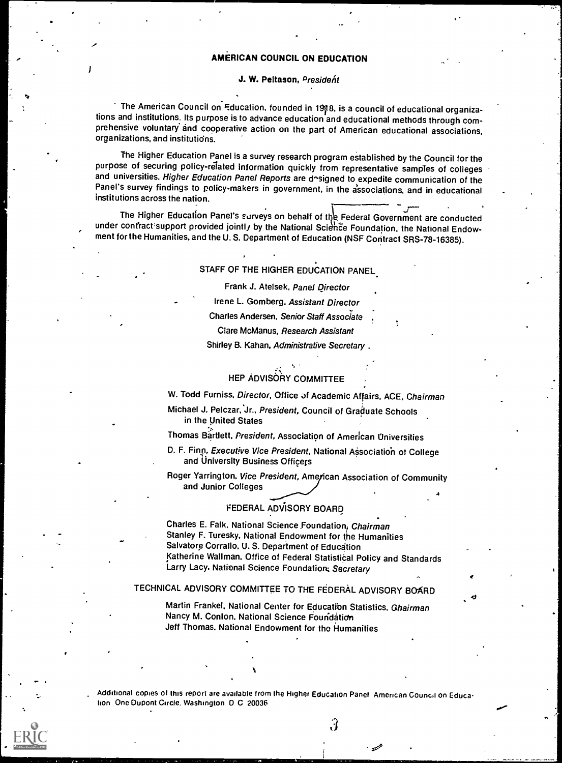## AMERICAN COUNCIL ON EDUCATION

**J. W. Peltason,** *President*

The American Council on Education, founded in 1918, is a council of educational organizations and institutions. Its purpose is to advance education and educational methods through comprehensive voluntary and cooperative action on the part of American educational associations, organizations, and institutions.

The Higher Education Panel is a survey research program established by the Council for the purpose of securing policy-related information quickly from representative samples of colleges and universities. *Higher Education Panel Reports* are designed to expedite communication of the Panel's survey findings to policy-makers in government, in the associations, and in educational institutions across the nation.

The Higher Education Panel's surveys on behalf of the Federal Government are conducted under contract support provided jointly by the National Science Foundation, the National Endowment for the Humanities, and the U. S. Department of Education (NSF Contract SRS-78-16385).

### STAFF OF THE HIGHER EDUCATION PANEL

Frank J. Atelsek, *Panel Director*
Irene L. Gomberg, *Assistant Director*
Charles Andersen, *Senior Staff Associate*
Clare McManus, *Research Assistant*
Shirley B. Kahan, *Administrative Secretary*

### HEP ADVISORY COMMITTEE

W. Todd Furniss, *Director*, Office of Academic Affairs, ACE, *Chairman*
Michael J. Pelczar, Jr., *President*, Council of Graduate Schools in the United States
Thomas Bartlett, *President*, Association of American Universities
D. F. Finn, *Executive Vice President*, National Association of College and University Business Officers
Roger Yarrington, *Vice President*, American Association of Community and Junior Colleges

### FEDERAL ADVISORY BOARD

Charles E. Falk, National Science Foundation, *Chairman*
Stanley F. Turesky, National Endowment for the Humanities
Salvatore Corrallo, U. S. Department of Education
Katherine Wallman, Office of Federal Statistical Policy and Standards
Larry Lacy, National Science Foundation, *Secretary*

### TECHNICAL ADVISORY COMMITTEE TO THE FEDERAL ADVISORY BOARD

Martin Frankel, National Center for Education Statistics, *Chairman*
Nancy M. Conlon, National Science Foundation
Jeff Thomas, National Endowment for the Humanities

Additional copies of this report are available from the Higher Education Panel American Council on Education One Dupont Circle, Washington D C 20036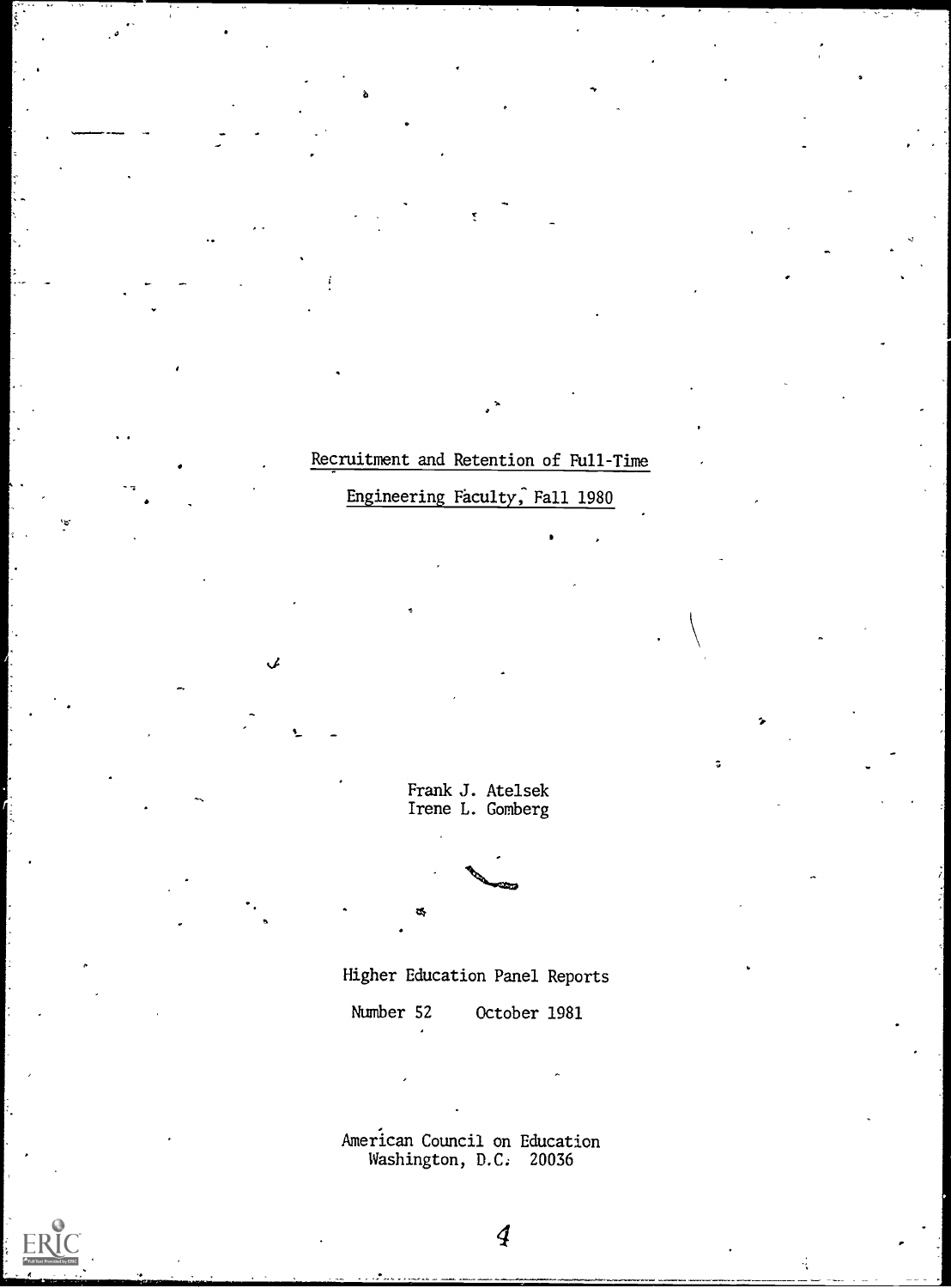# Recruitment and Retention of Full-Time Engineering Faculty, Fall 1980

Frank J. Atelsek
Irene L. Gomberg

Higher Education Panel Reports

Number 52 October 1981

American Council on Education
Washington, D.C. 20036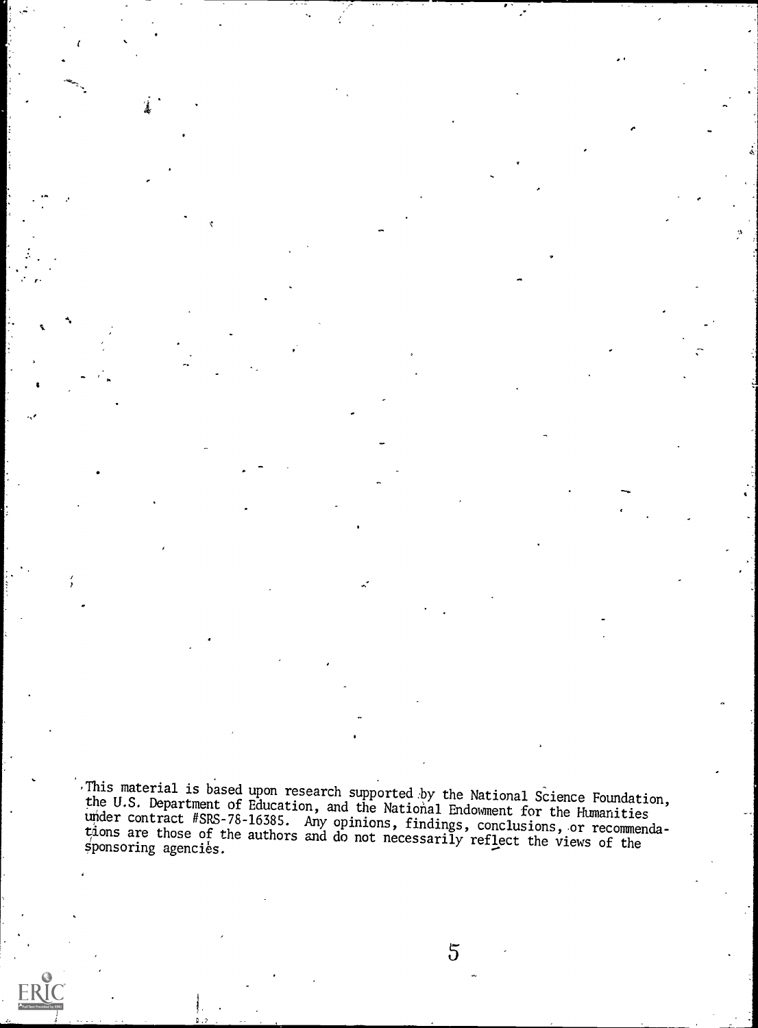This material is based upon research supported by the National Science Foundation, the U.S. Department of Education, and the National Endowment for the Humanities under contract #SRS-78-16385. Any opinions, findings, conclusions, or recommendations are those of the authors and do not necessarily reflect the views of the sponsoring agencies.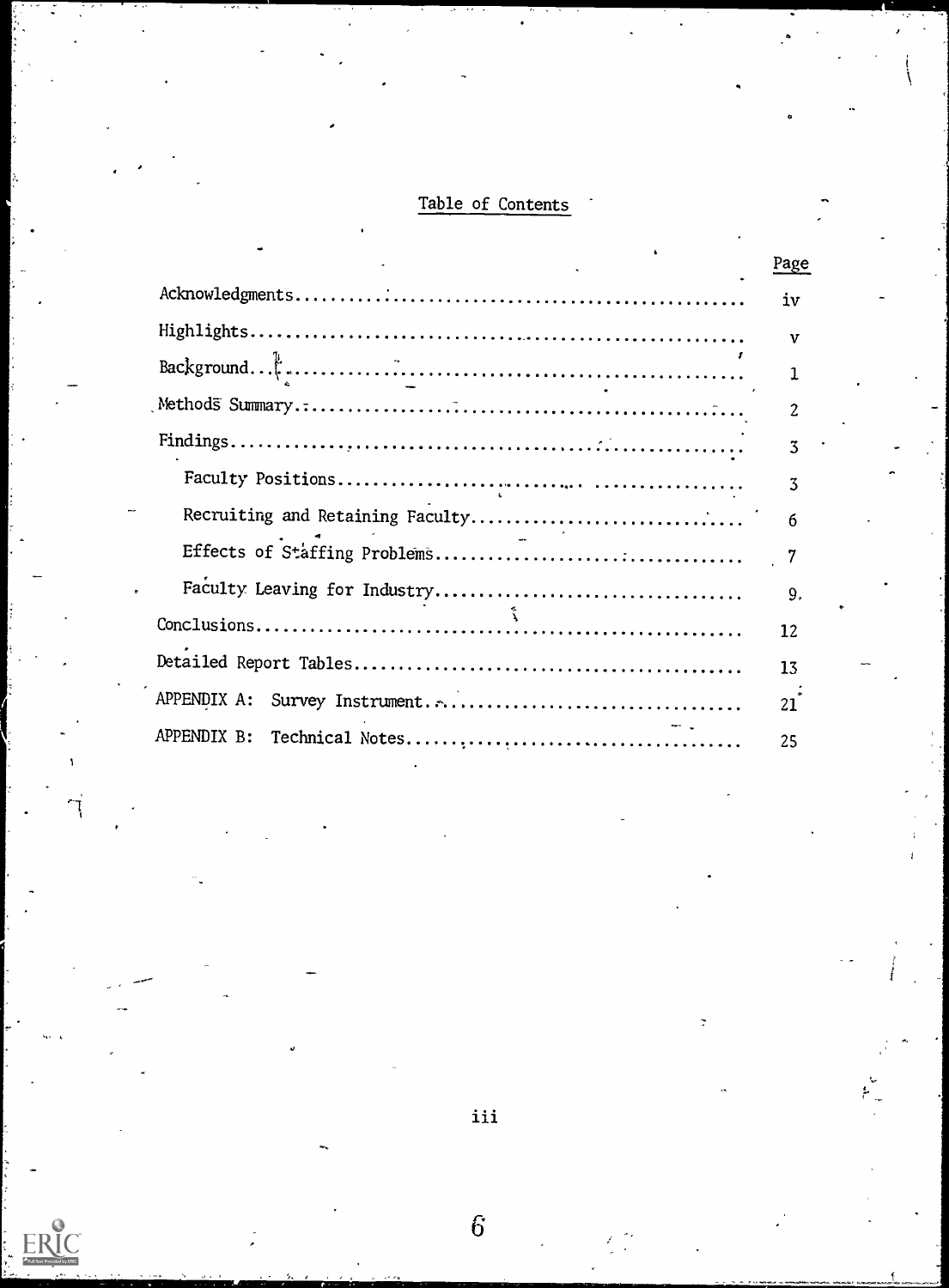## Table of Contents

| | Page |
|---|---|
| Acknowledgments | iv |
| Highlights | v |
| Background | 1 |
| Methods Summary | 2 |
| Findings | 3 |
| Faculty Positions | 3 |
| Recruiting and Retaining Faculty | 6 |
| Effects of Staffing Problems | 7 |
| Faculty Leaving for Industry | 9 |
| Conclusions | 12 |
| Detailed Report Tables | 13 |
| APPENDIX A: Survey Instrument | 21 |
| APPENDIX B: Technical Notes | 25 |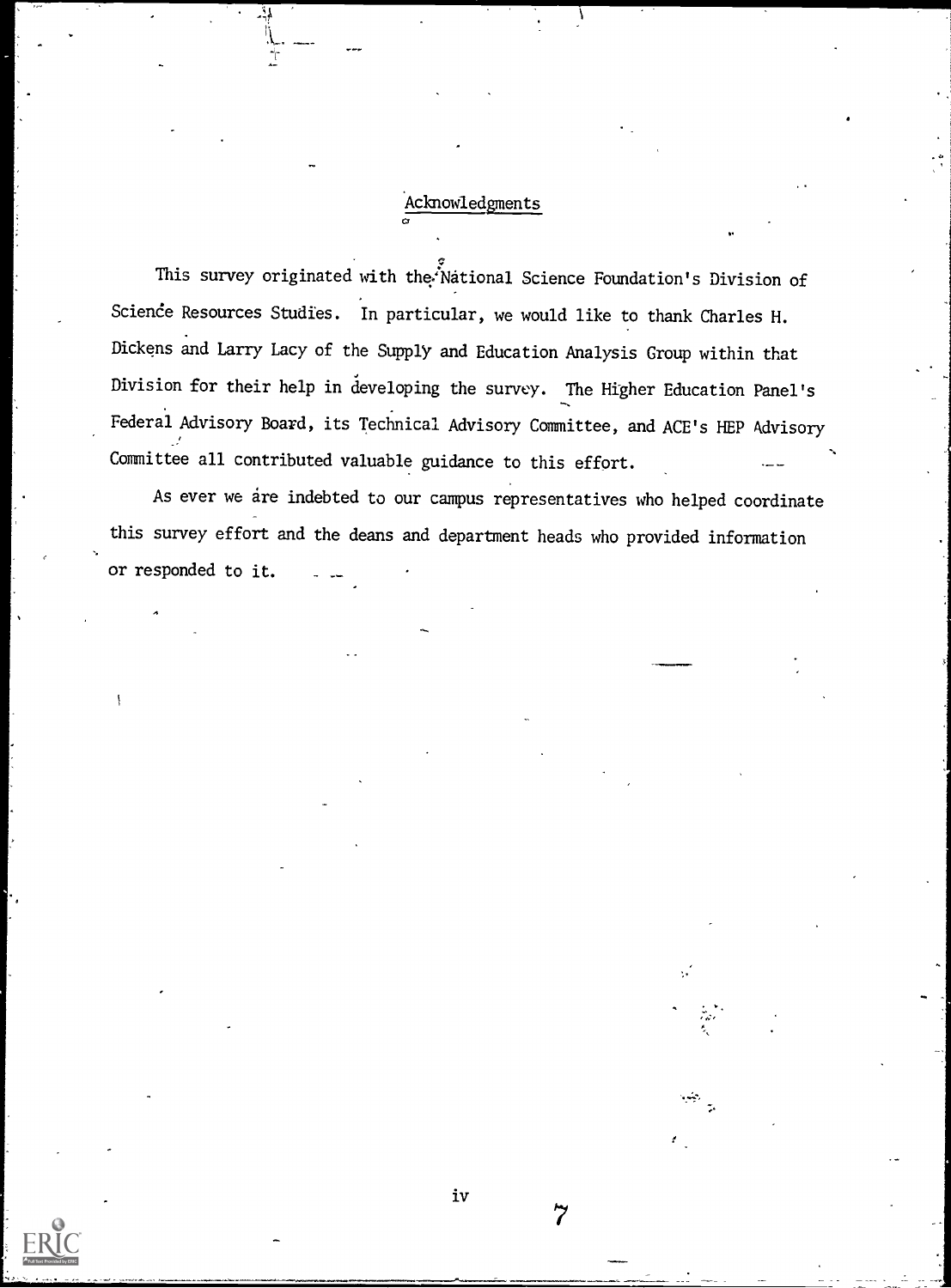## Acknowledgments

This survey originated with the National Science Foundation's Division of Science Resources Studies. In particular, we would like to thank Charles H. Dickens and Larry Lacy of the Supply and Education Analysis Group within that Division for their help in developing the survey. The Higher Education Panel's Federal Advisory Board, its Technical Advisory Committee, and ACE's HEP Advisory Committee all contributed valuable guidance to this effort.

As ever we are indebted to our campus representatives who helped coordinate this survey effort and the deans and department heads who provided information or responded to it.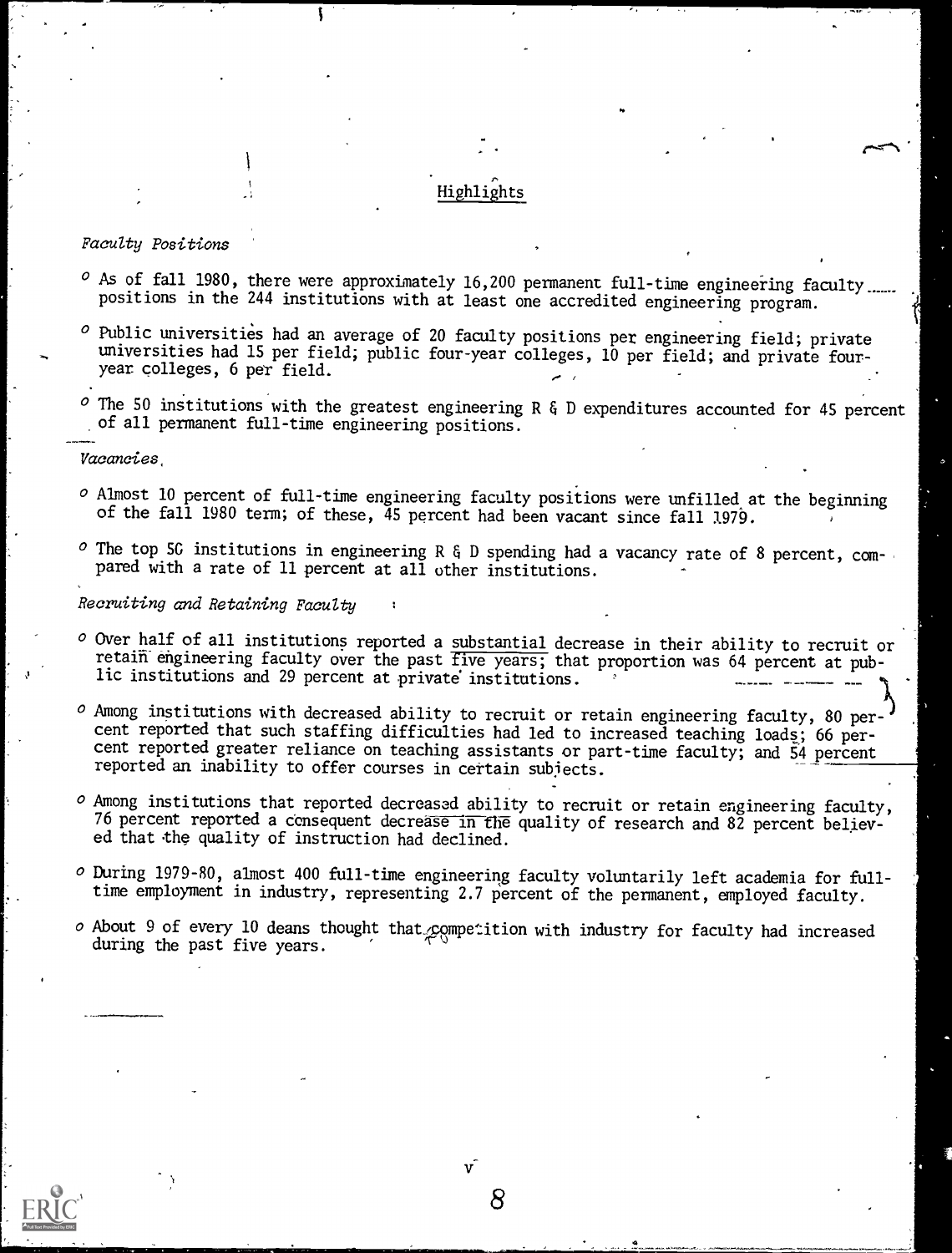## Highlights

*Faculty Positions*

- As of fall 1980, there were approximately 16,200 permanent full-time engineering faculty positions in the 244 institutions with at least one accredited engineering program.
- Public universities had an average of 20 faculty positions per engineering field; private universities had 15 per field; public four-year colleges, 10 per field; and private four-year colleges, 6 per field.
- The 50 institutions with the greatest engineering R & D expenditures accounted for 45 percent of all permanent full-time engineering positions.

*Vacancies*

- Almost 10 percent of full-time engineering faculty positions were unfilled at the beginning of the fall 1980 term; of these, 45 percent had been vacant since fall 1979.
- The top 50 institutions in engineering R & D spending had a vacancy rate of 8 percent, compared with a rate of 11 percent at all other institutions.

*Recruiting and Retaining Faculty*

- Over half of all institutions reported a substantial decrease in their ability to recruit or retain engineering faculty over the past five years; that proportion was 64 percent at public institutions and 29 percent at private institutions.
- Among institutions with decreased ability to recruit or retain engineering faculty, 80 percent reported that such staffing difficulties had led to increased teaching loads; 66 percent reported greater reliance on teaching assistants or part-time faculty; and 54 percent reported an inability to offer courses in certain subjects.
- Among institutions that reported decreased ability to recruit or retain engineering faculty, 76 percent reported a consequent decrease in the quality of research and 82 percent believed that the quality of instruction had declined.
- During 1979-80, almost 400 full-time engineering faculty voluntarily left academia for full-time employment in industry, representing 2.7 percent of the permanent, employed faculty.
- About 9 of every 10 deans thought that competition with industry for faculty had increased during the past five years.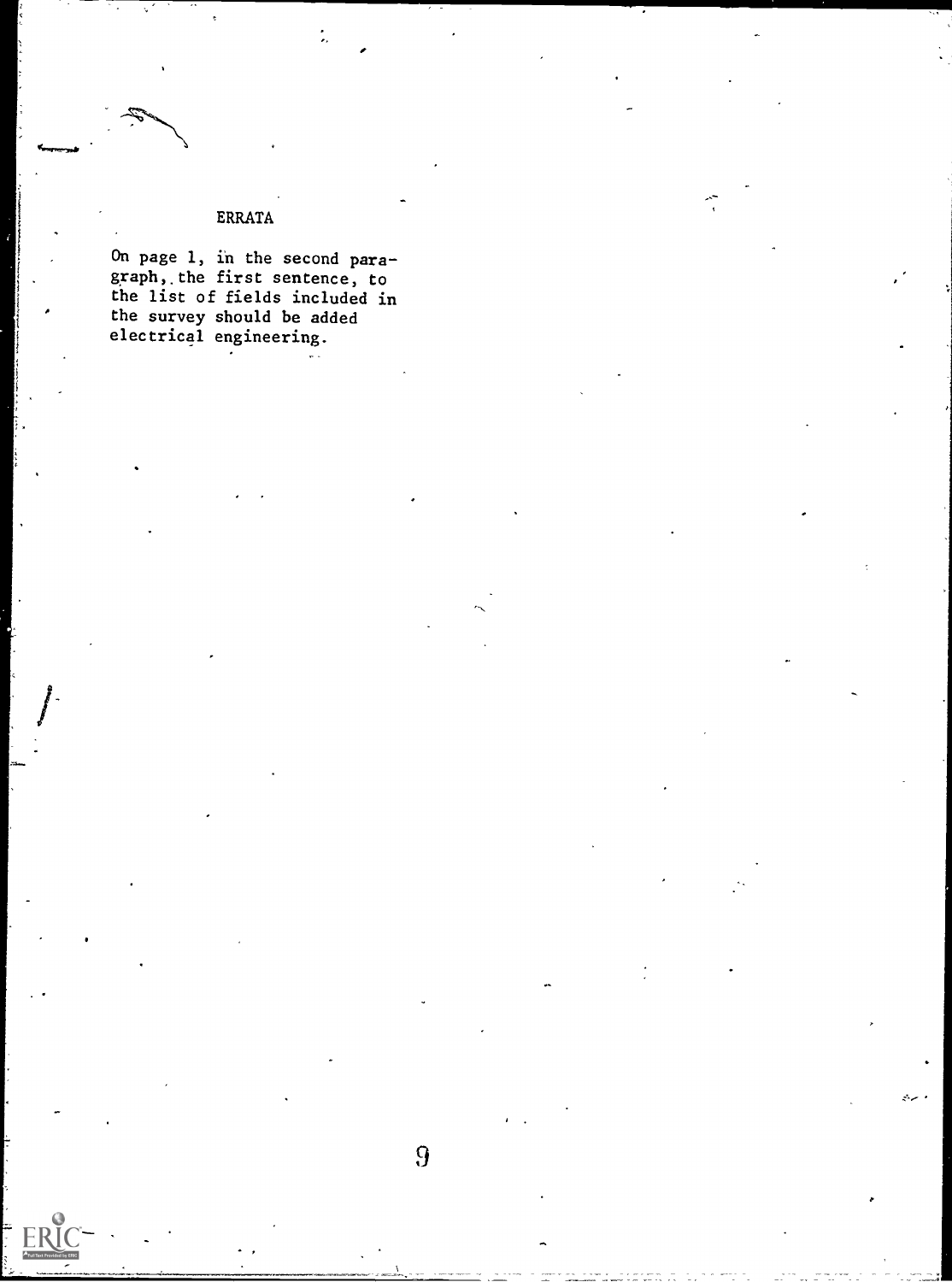# ERRATA

On page 1, in the second paragraph, the first sentence, to the list of fields included in the survey should be added electrical engineering.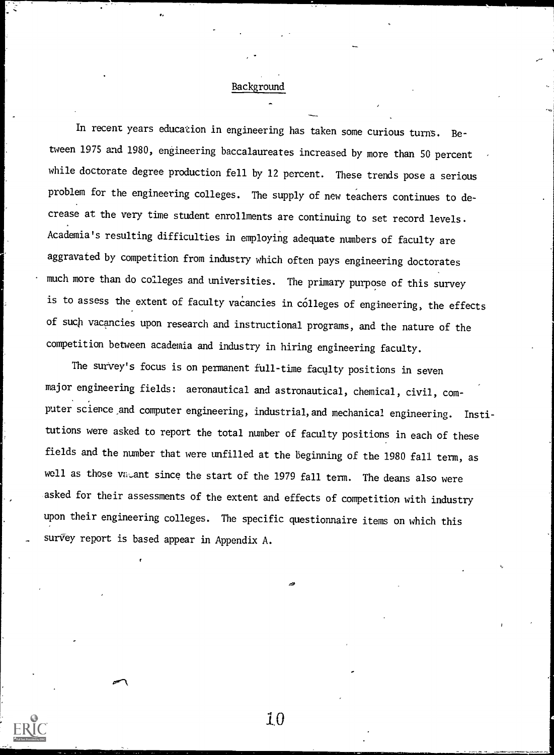## Background

In recent years education in engineering has taken some curious turns. Between 1975 and 1980, engineering baccalaureates increased by more than 50 percent while doctorate degree production fell by 12 percent. These trends pose a serious problem for the engineering colleges. The supply of new teachers continues to decrease at the very time student enrollments are continuing to set record levels. Academia's resulting difficulties in employing adequate numbers of faculty are aggravated by competition from industry which often pays engineering doctorates much more than do colleges and universities. The primary purpose of this survey is to assess the extent of faculty vacancies in colleges of engineering, the effects of such vacancies upon research and instructional programs, and the nature of the competition between academia and industry in hiring engineering faculty.

The survey's focus is on permanent full-time faculty positions in seven major engineering fields: aeronautical and astronautical, chemical, civil, computer science and computer engineering, industrial, and mechanical engineering. Institutions were asked to report the total number of faculty positions in each of these fields and the number that were unfilled at the beginning of the 1980 fall term, as well as those vacant since the start of the 1979 fall term. The deans also were asked for their assessments of the extent and effects of competition with industry upon their engineering colleges. The specific questionnaire items on which this survey report is based appear in Appendix A.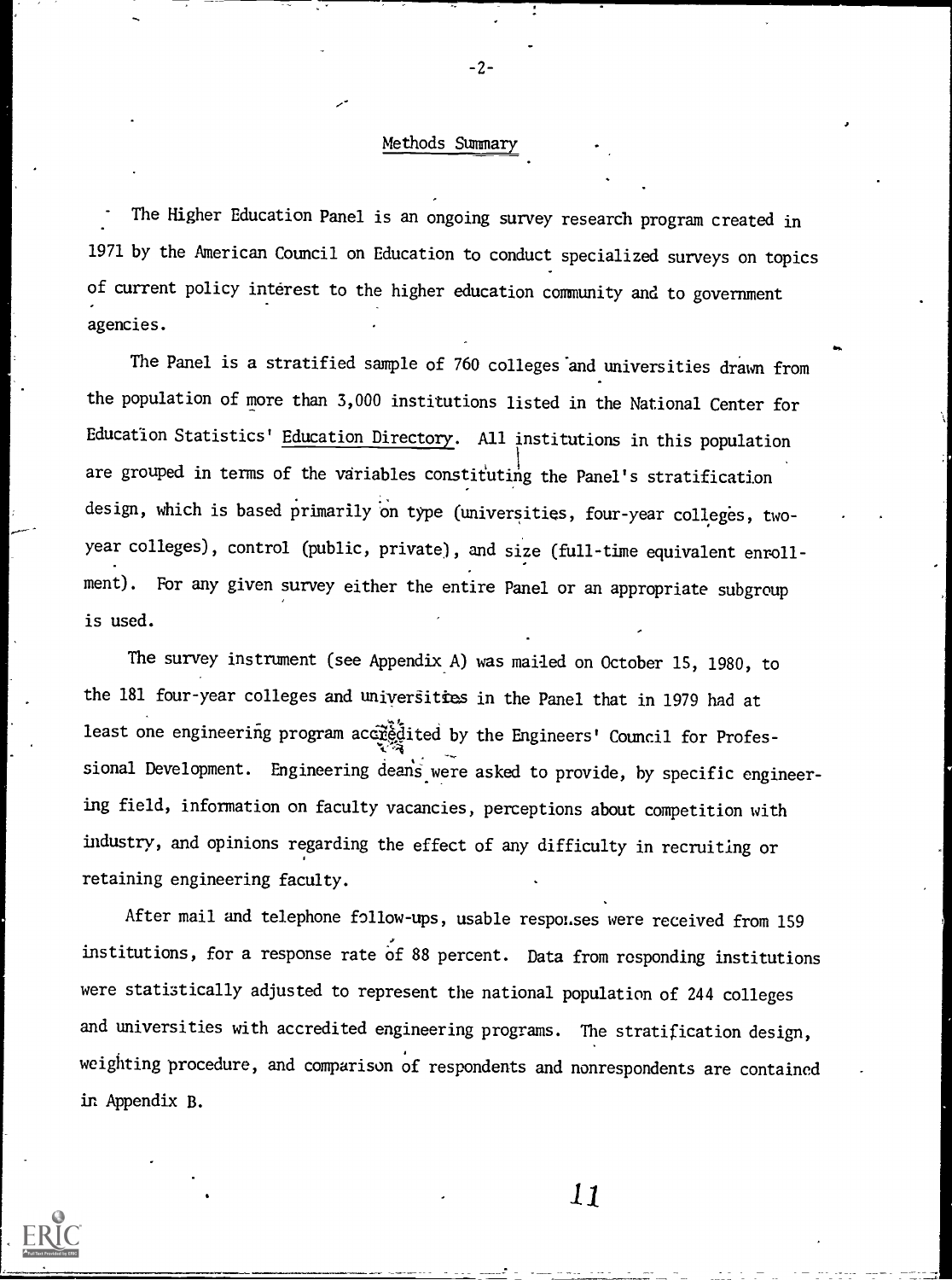## Methods Summary

The Higher Education Panel is an ongoing survey research program created in 1971 by the American Council on Education to conduct specialized surveys on topics of current policy interest to the higher education community and to government agencies.

The Panel is a stratified sample of 760 colleges and universities drawn from the population of more than 3,000 institutions listed in the National Center for Education Statistics' Education Directory. All institutions in this population are grouped in terms of the variables constituting the Panel's stratification design, which is based primarily on type (universities, four-year colleges, two-year colleges), control (public, private), and size (full-time equivalent enrollment). For any given survey either the entire Panel or an appropriate subgroup is used.

The survey instrument (see Appendix A) was mailed on October 15, 1980, to the 181 four-year colleges and universities in the Panel that in 1979 had at least one engineering program accredited by the Engineers' Council for Professional Development. Engineering deans were asked to provide, by specific engineering field, information on faculty vacancies, perceptions about competition with industry, and opinions regarding the effect of any difficulty in recruiting or retaining engineering faculty.

After mail and telephone follow-ups, usable responses were received from 159 institutions, for a response rate of 88 percent. Data from responding institutions were statistically adjusted to represent the national population of 244 colleges and universities with accredited engineering programs. The stratification design, weighting procedure, and comparison of respondents and nonrespondents are contained in Appendix B.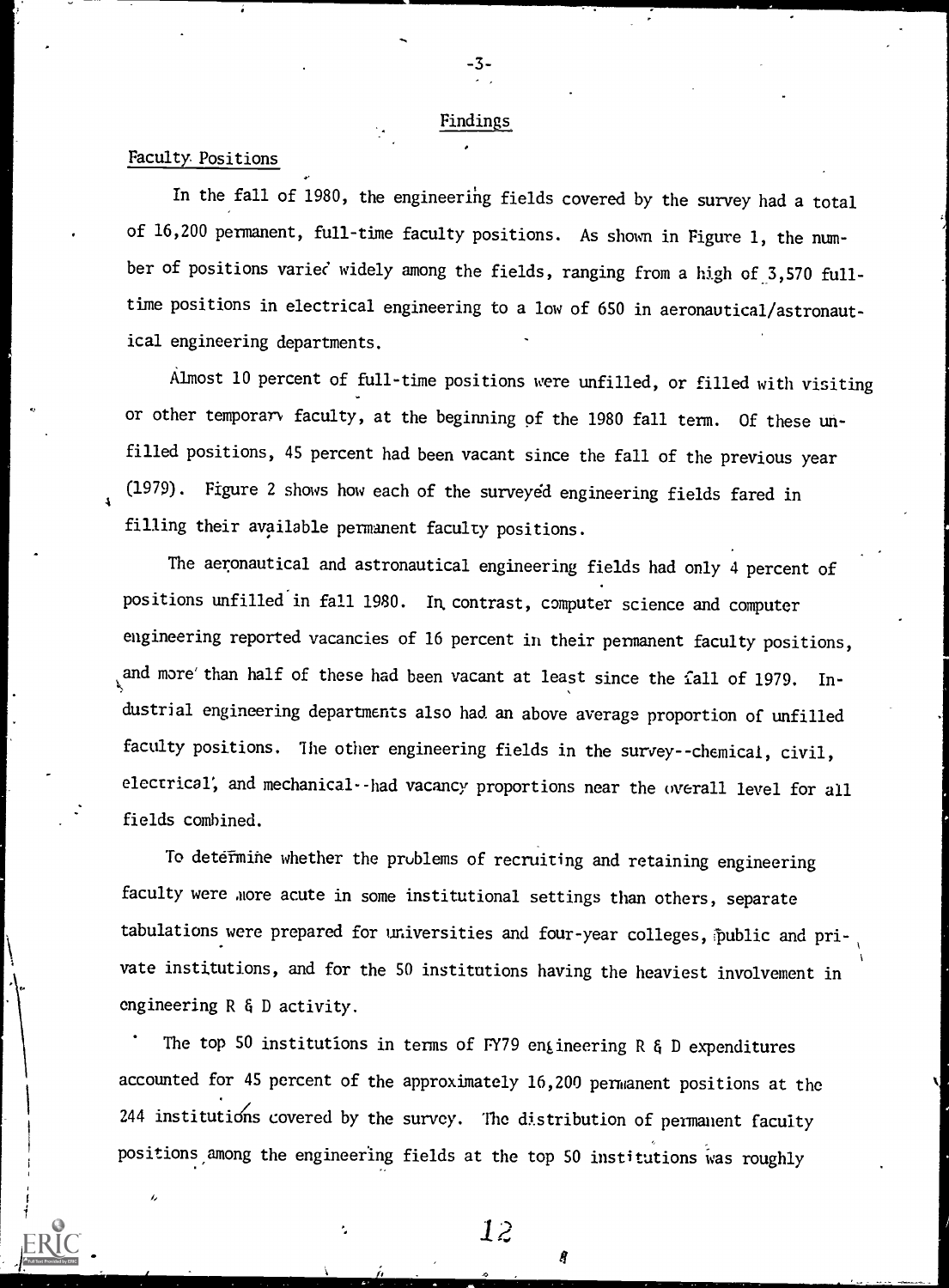## Findings

### Faculty Positions

In the fall of 1980, the engineering fields covered by the survey had a total of 16,200 permanent, full-time faculty positions. As shown in Figure 1, the number of positions varied widely among the fields, ranging from a high of 3,570 full-time positions in electrical engineering to a low of 650 in aeronautical/astronautical engineering departments.

Almost 10 percent of full-time positions were unfilled, or filled with visiting or other temporary faculty, at the beginning of the 1980 fall term. Of these unfilled positions, 45 percent had been vacant since the fall of the previous year (1979). Figure 2 shows how each of the surveyed engineering fields fared in filling their available permanent faculty positions.

The aeronautical and astronautical engineering fields had only 4 percent of positions unfilled in fall 1980. In contrast, computer science and computer engineering reported vacancies of 16 percent in their permanent faculty positions, and more than half of these had been vacant at least since the fall of 1979. Industrial engineering departments also had an above average proportion of unfilled faculty positions. The other engineering fields in the survey--chemical, civil, electrical, and mechanical--had vacancy proportions near the overall level for all fields combined.

To determine whether the problems of recruiting and retaining engineering faculty were more acute in some institutional settings than others, separate tabulations were prepared for universities and four-year colleges, public and private institutions, and for the 50 institutions having the heaviest involvement in engineering R & D activity.

The top 50 institutions in terms of FY79 engineering R & D expenditures accounted for 45 percent of the approximately 16,200 permanent positions at the 244 institutions covered by the survey. The distribution of permanent faculty positions among the engineering fields at the top 50 institutions was roughly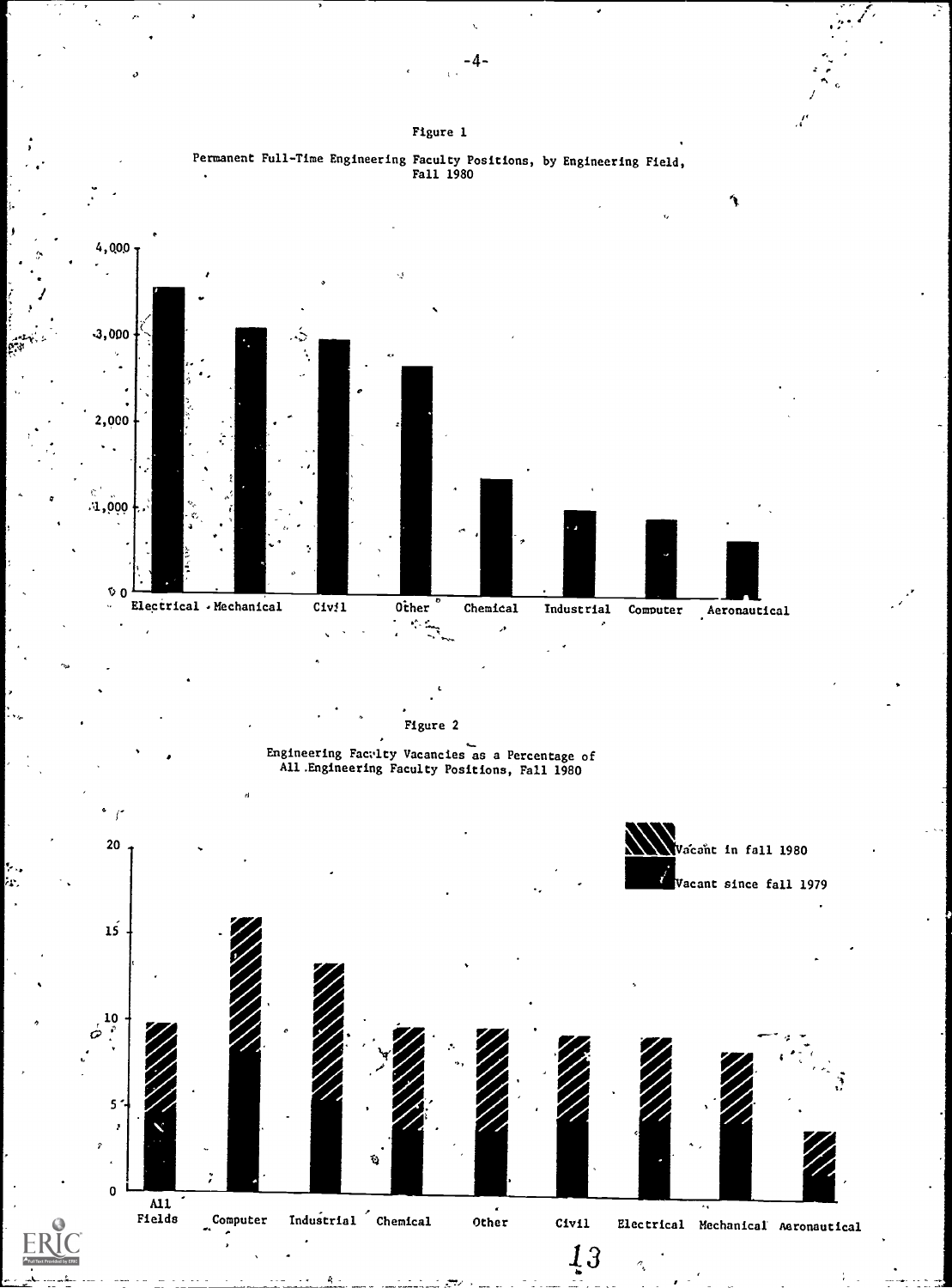Figure 1

Permanent Full-Time Engineering Faculty Positions, by Engineering Field, Fall 1980

4,000

3,000

2,000

1,000

0

Electrical Mechanical Civil Other Chemical Industrial Computer Aeronautical

Figure 2

Engineering Faculty Vacancies as a Percentage of All Engineering Faculty Positions, Fall 1980

Vacant in fall 1980

Vacant since fall 1979

20

15

10

5

0

All Fields Computer Industrial Chemical Other Civil Electrical Mechanical Aeronautical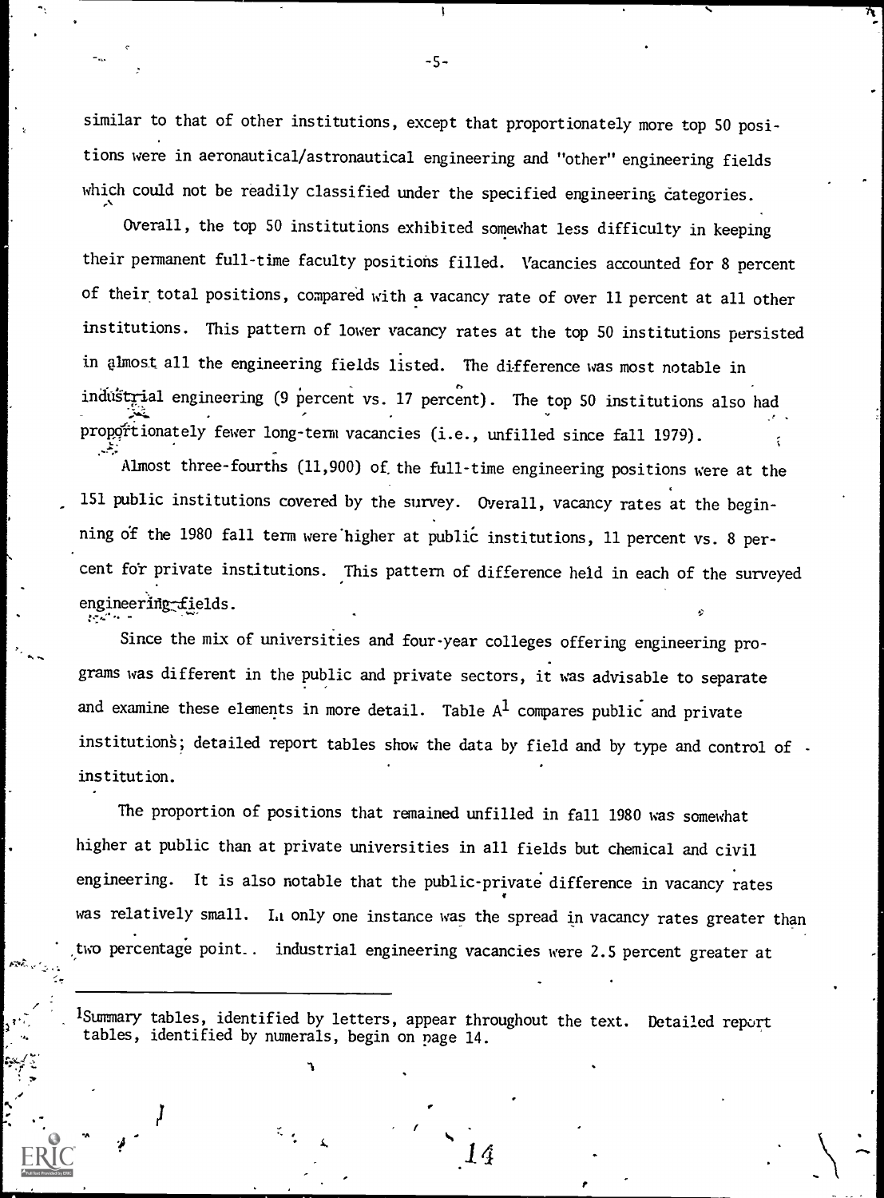similar to that of other institutions, except that proportionately more top 50 positions were in aeronautical/astronautical engineering and "other" engineering fields which could not be readily classified under the specified engineering categories.

Overall, the top 50 institutions exhibited somewhat less difficulty in keeping their permanent full-time faculty positions filled. Vacancies accounted for 8 percent of their total positions, compared with a vacancy rate of over 11 percent at all other institutions. This pattern of lower vacancy rates at the top 50 institutions persisted in almost all the engineering fields listed. The difference was most notable in industrial engineering (9 percent vs. 17 percent). The top 50 institutions also had proportionately fewer long-term vacancies (i.e., unfilled since fall 1979).

Almost three-fourths (11,900) of the full-time engineering positions were at the 151 public institutions covered by the survey. Overall, vacancy rates at the beginning of the 1980 fall term were higher at public institutions, 11 percent vs. 8 percent for private institutions. This pattern of difference held in each of the surveyed engineering fields.

Since the mix of universities and four-year colleges offering engineering programs was different in the public and private sectors, it was advisable to separate and examine these elements in more detail. Table A[1] compares public and private institutions; detailed report tables show the data by field and by type and control of institution.

The proportion of positions that remained unfilled in fall 1980 was somewhat higher at public than at private universities in all fields but chemical and civil engineering. It is also notable that the public-private difference in vacancy rates was relatively small. In only one instance was the spread in vacancy rates greater than two percentage point.. industrial engineering vacancies were 2.5 percent greater at

---

[1]Summary tables, identified by letters, appear throughout the text. Detailed report tables, identified by numerals, begin on page 14.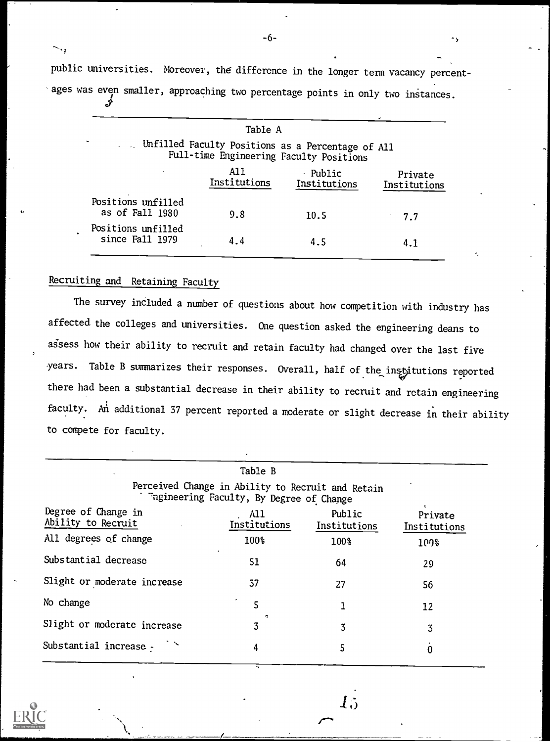public universities. Moreover, the difference in the longer term vacancy percentages was even smaller, approaching two percentage points in only two instances.

Table A

Unfilled Faculty Positions as a Percentage of All Full-time Engineering Faculty Positions

| | All Institutions | Public Institutions | Private Institutions |
|---|---|---|---|
| Positions unfilled as of Fall 1980 | 9.8 | 10.5 | 7.7 |
| Positions unfilled since Fall 1979 | 4.4 | 4.5 | 4.1 |

## Recruiting and Retaining Faculty

The survey included a number of questions about how competition with industry has affected the colleges and universities. One question asked the engineering deans to assess how their ability to recruit and retain faculty had changed over the last five years. Table B summarizes their responses. Overall, half of the institutions reported there had been a substantial decrease in their ability to recruit and retain engineering faculty. An additional 37 percent reported a moderate or slight decrease in their ability to compete for faculty.

Table B

Perceived Change in Ability to Recruit and Retain Engineering Faculty, By Degree of Change

| Degree of Change in Ability to Recruit | All Institutions | Public Institutions | Private Institutions |
|---|---|---|---|
| All degrees of change | 100% | 100% | 100% |
| Substantial decrease | 51 | 64 | 29 |
| Slight or moderate increase | 37 | 27 | 56 |
| No change | 5 | 1 | 12 |
| Slight or moderate increase | 3 | 3 | 3 |
| Substantial increase | 4 | 5 | 0 |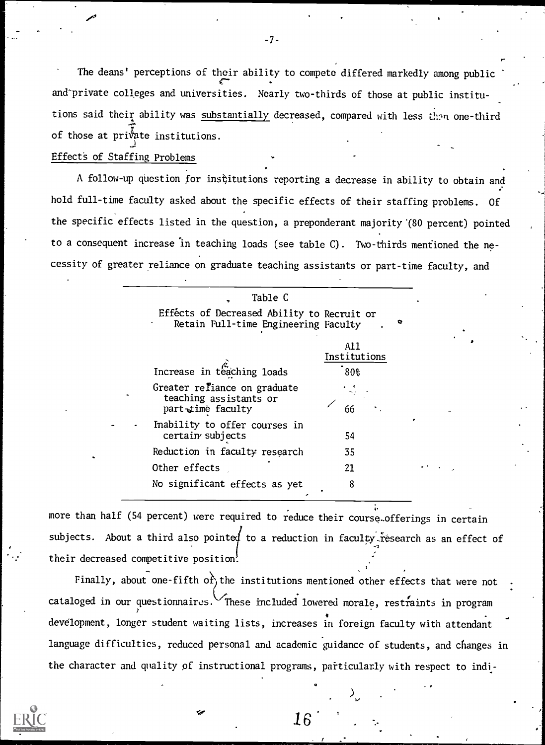The deans' perceptions of their ability to compete differed markedly among public and private colleges and universities. Nearly two-thirds of those at public institutions said their ability was <u>substantially</u> decreased, compared with less than one-third of those at private institutions.

## Effects of Staffing Problems

A follow-up question for institutions reporting a decrease in ability to obtain and hold full-time faculty asked about the specific effects of their staffing problems. Of the specific effects listed in the question, a preponderant majority (80 percent) pointed to a consequent increase in teaching loads (see table C). Two-thirds mentioned the necessity of greater reliance on graduate teaching assistants or part-time faculty, and

Table C

Effects of Decreased Ability to Recruit or Retain Full-time Engineering Faculty

| | All Institutions |
|---|---|
| Increase in teaching loads | 80% |
| Greater reliance on graduate teaching assistants or part-time faculty | 66 |
| Inability to offer courses in certain subjects | 54 |
| Reduction in faculty research | 35 |
| Other effects | 21 |
| No significant effects as yet | 8 |

more than half (54 percent) were required to reduce their course offerings in certain subjects. About a third also pointed to a reduction in faculty research as an effect of their decreased competitive position.

Finally, about one-fifth of the institutions mentioned other effects that were not cataloged in our questionnaires. These included lowered morale, restraints in program development, longer student waiting lists, increases in foreign faculty with attendant language difficulties, reduced personal and academic guidance of students, and changes in the character and quality of instructional programs, particularly with respect to indi-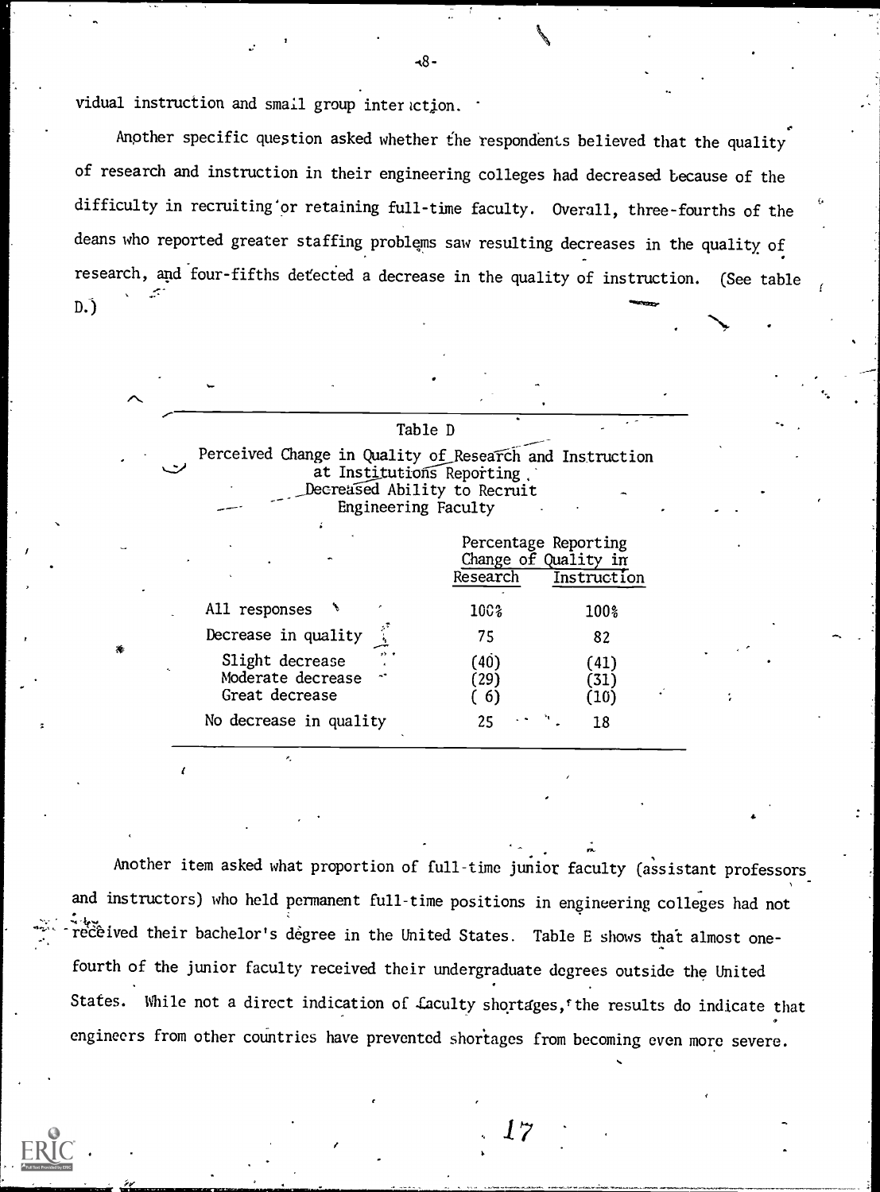vidual instruction and small group interaction.

Another specific question asked whether the respondents believed that the quality of research and instruction in their engineering colleges had decreased because of the difficulty in recruiting or retaining full-time faculty. Overall, three-fourths of the deans who reported greater staffing problems saw resulting decreases in the quality of research, and four-fifths detected a decrease in the quality of instruction. (See table D.)

Table D

Perceived Change in Quality of Research and Instruction at Institutions Reporting Decreased Ability to Recruit Engineering Faculty

| | Percentage Reporting Change of Quality in | |
|---|---|---|
| | Research | Instruction |
| All responses | 100% | 100% |
| Decrease in quality | 75 | 82 |
| Slight decrease | (40) | (41) |
| Moderate decrease | (29) | (31) |
| Great decrease | ( 6) | (10) |
| No decrease in quality | 25 | 18 |

Another item asked what proportion of full-time junior faculty (assistant professors and instructors) who held permanent full-time positions in engineering colleges had not received their bachelor's degree in the United States. Table E shows that almost one-fourth of the junior faculty received their undergraduate degrees outside the United States. While not a direct indication of faculty shortages, the results do indicate that engineers from other countries have prevented shortages from becoming even more severe.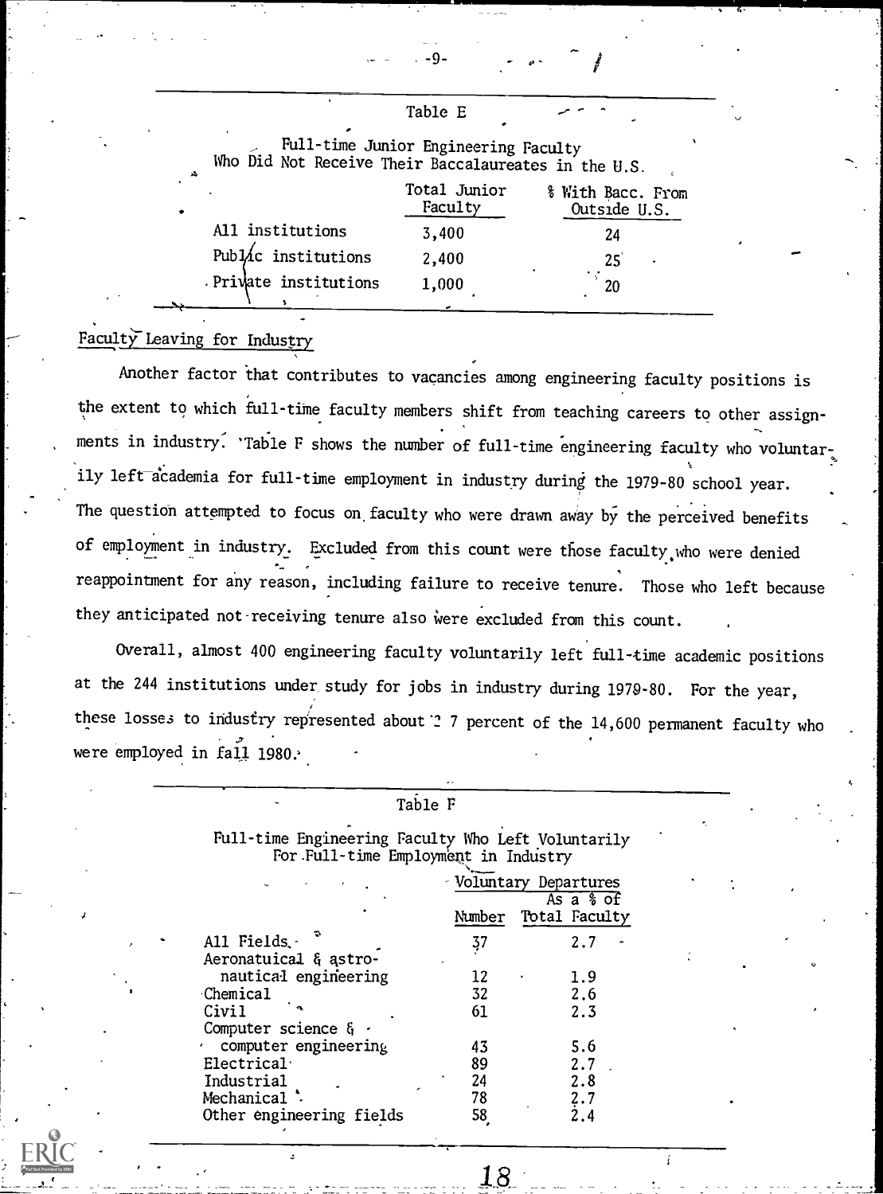Table E

Full-time Junior Engineering Faculty Who Did Not Receive Their Baccalaureates in the U.S.

| | Total Junior Faculty | % With Bacc. From Outside U.S. |
|---|---|---|
| All institutions | 3,400 | 24 |
| Public institutions | 2,400 | 25 |
| Private institutions | 1,000 | 20 |

## Faculty Leaving for Industry

Another factor that contributes to vacancies among engineering faculty positions is the extent to which full-time faculty members shift from teaching careers to other assignments in industry. Table F shows the number of full-time engineering faculty who voluntarily left academia for full-time employment in industry during the 1979-80 school year. The question attempted to focus on faculty who were drawn away by the perceived benefits of employment in industry. Excluded from this count were those faculty who were denied reappointment for any reason, including failure to receive tenure. Those who left because they anticipated not receiving tenure also were excluded from this count.

Overall, almost 400 engineering faculty voluntarily left full-time academic positions at the 244 institutions under study for jobs in industry during 1979-80. For the year, these losses to industry represented about 2 7 percent of the 14,600 permanent faculty who were employed in fall 1980.

Table F

Full-time Engineering Faculty Who Left Voluntarily For Full-time Employment in Industry

| | Voluntary Departures | |
|---|---|---|
| | Number | As a % of Total Faculty |
| All Fields | 37 | 2.7 |
| Aeronatuical & astronautical engineering | 12 | 1.9 |
| Chemical | 32 | 2.6 |
| Civil | 61 | 2.3 |
| Computer science & computer engineering | 43 | 5.6 |
| Electrical | 89 | 2.7 |
| Industrial | 24 | 2.8 |
| Mechanical | 78 | 2.7 |
| Other engineering fields | 58 | 2.4 |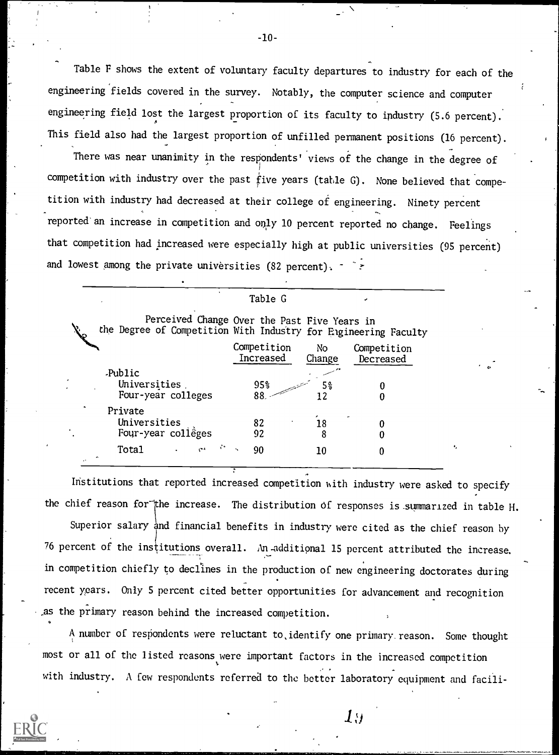Table F shows the extent of voluntary faculty departures to industry for each of the engineering fields covered in the survey. Notably, the computer science and computer engineering field lost the largest proportion of its faculty to industry (5.6 percent). This field also had the largest proportion of unfilled permanent positions (16 percent).

There was near unanimity in the respondents' views of the change in the degree of competition with industry over the past five years (table G). None believed that competition with industry had decreased at their college of engineering. Ninety percent reported an increase in competition and only 10 percent reported no change. Feelings that competition had increased were especially high at public universities (95 percent) and lowest among the private universities (82 percent).

Table G

Perceived Change Over the Past Five Years in the Degree of Competition With Industry for Engineering Faculty

| | Competition Increased | No Change | Competition Decreased |
|---|---|---|---|
| Public | | | |
| Universities | 95% | 5% | 0 |
| Four-year colleges | 88 | 12 | 0 |
| Private | | | |
| Universities | 82 | 18 | 0 |
| Four-year colleges | 92 | 8 | 0 |
| Total | 90 | 10 | 0 |

Institutions that reported increased competition with industry were asked to specify the chief reason for the increase. The distribution of responses is summarized in table H.

Superior salary and financial benefits in industry were cited as the chief reason by 76 percent of the institutions overall. An additional 15 percent attributed the increase in competition chiefly to declines in the production of new engineering doctorates during recent years. Only 5 percent cited better opportunities for advancement and recognition as the primary reason behind the increased competition.

A number of respondents were reluctant to identify one primary reason. Some thought most or all of the listed reasons were important factors in the increased competition with industry. A few respondents referred to the better laboratory equipment and facili-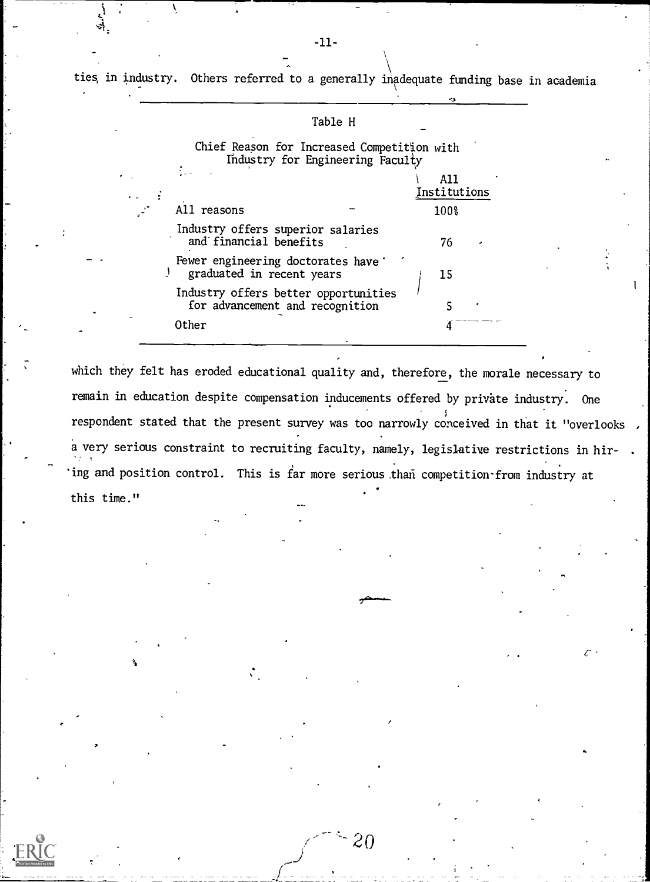ties in industry. Others referred to a generally inadequate funding base in academia

Table H

Chief Reason for Increased Competition with Industry for Engineering Faculty

| | All Institutions |
|---|---|
| All reasons | 100% |
| Industry offers superior salaries and financial benefits | 76 |
| Fewer engineering doctorates have graduated in recent years | 15 |
| Industry offers better opportunities for advancement and recognition | 5 |
| Other | 4 |

which they felt has eroded educational quality and, therefore, the morale necessary to remain in education despite compensation inducements offered by private industry. One respondent stated that the present survey was too narrowly conceived in that it "overlooks a very serious constraint to recruiting faculty, namely, legislative restrictions in hiring and position control. This is far more serious than competition from industry at this time."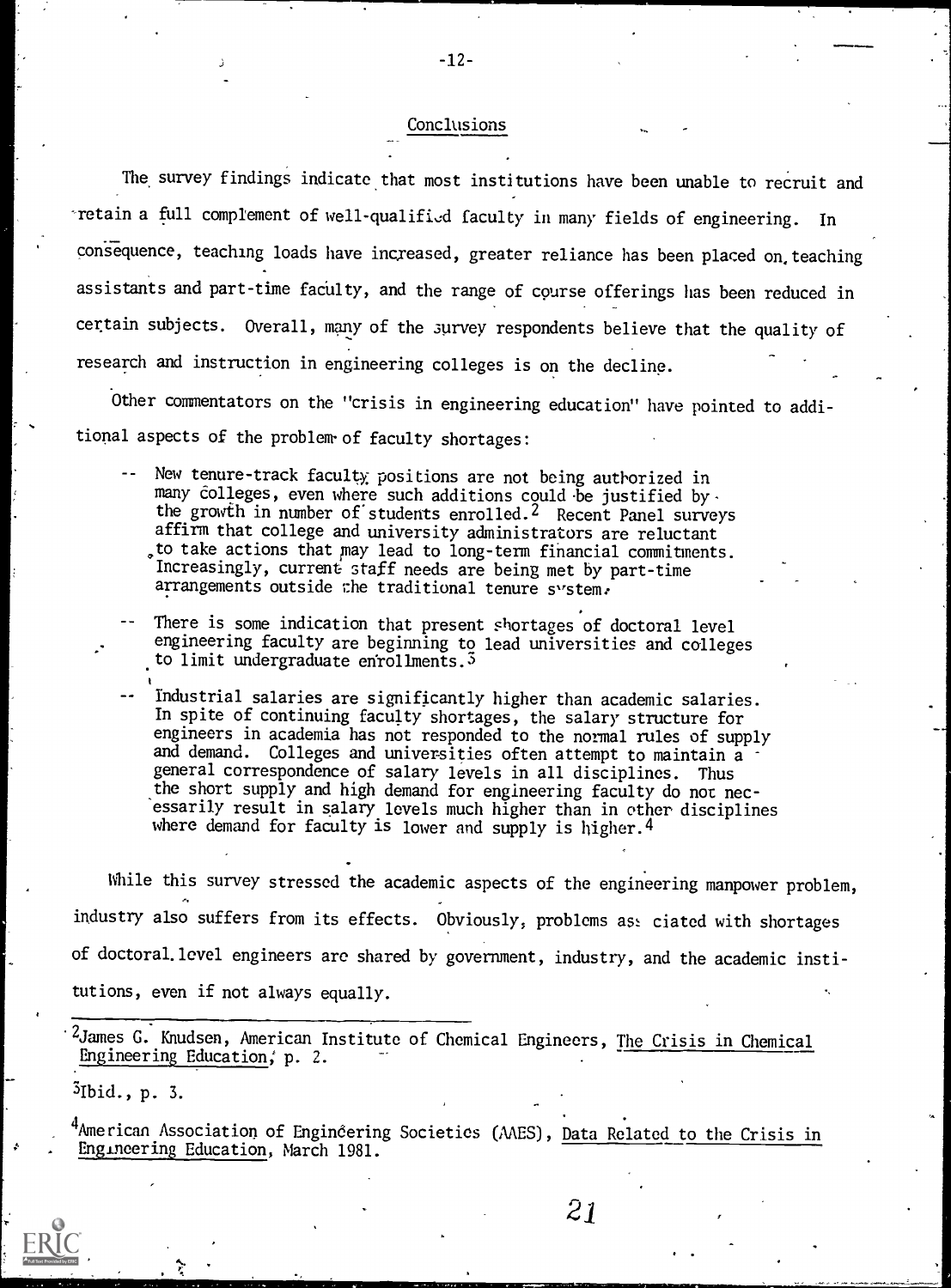## Conclusions

The survey findings indicate that most institutions have been unable to recruit and retain a full complement of well-qualified faculty in many fields of engineering. In consequence, teaching loads have increased, greater reliance has been placed on teaching assistants and part-time faculty, and the range of course offerings has been reduced in certain subjects. Overall, many of the survey respondents believe that the quality of research and instruction in engineering colleges is on the decline.

Other commentators on the "crisis in engineering education" have pointed to additional aspects of the problem of faculty shortages:

- New tenure-track faculty positions are not being authorized in many colleges, even where such additions could be justified by the growth in number of students enrolled.[2] Recent Panel surveys affirm that college and university administrators are reluctant to take actions that may lead to long-term financial commitments. Increasingly, current staff needs are being met by part-time arrangements outside the traditional tenure system.
- There is some indication that present shortages of doctoral level engineering faculty are beginning to lead universities and colleges to limit undergraduate enrollments.[3]
- Industrial salaries are significantly higher than academic salaries. In spite of continuing faculty shortages, the salary structure for engineers in academia has not responded to the normal rules of supply and demand. Colleges and universities often attempt to maintain a general correspondence of salary levels in all disciplines. Thus the short supply and high demand for engineering faculty do not necessarily result in salary levels much higher than in other disciplines where demand for faculty is lower and supply is higher.[4]

While this survey stressed the academic aspects of the engineering manpower problem, industry also suffers from its effects. Obviously, problems associated with shortages of doctoral level engineers are shared by government, industry, and the academic institutions, even if not always equally.

---

[2] James G. Knudsen, American Institute of Chemical Engineers, The Crisis in Chemical Engineering Education, p. 2.

[3] Ibid., p. 3.

[4] American Association of Engineering Societies (AAES), Data Related to the Crisis in Engineering Education, March 1981.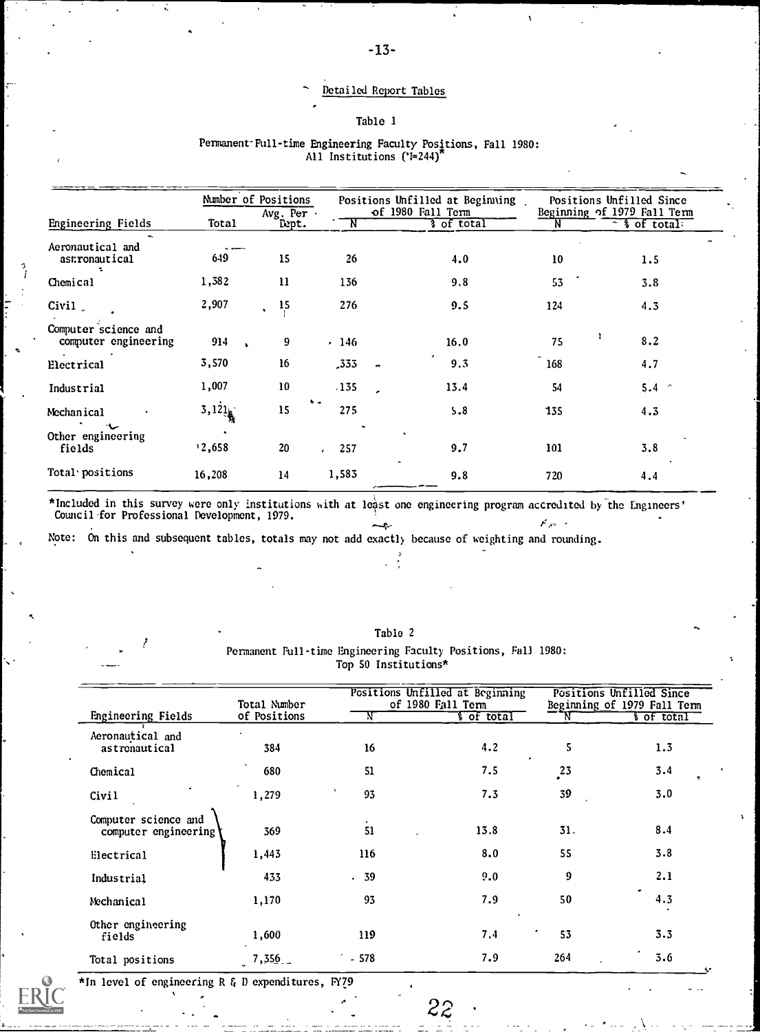## Detailed Report Tables

### Table 1

Permanent Full-time Engineering Faculty Positions, Fall 1980: All Institutions (N=244)*

| Engineering Fields | Number of Positions | | Positions Unfilled at Beginning of 1980 Fall Term | | Positions Unfilled Since Beginning of 1979 Fall Term | |
|---|---|---|---|---|---|---|
| | Total | Avg. Per Dept. | N | % of total | N | % of total |
| Aeronautical and astronautical | 649 | 15 | 26 | 4.0 | 10 | 1.5 |
| Chemical | 1,382 | 11 | 136 | 9.8 | 53 | 3.8 |
| Civil | 2,907 | 15 | 276 | 9.5 | 124 | 4.3 |
| Computer science and computer engineering | 914 | 9 | 146 | 16.0 | 75 | 8.2 |
| Electrical | 3,570 | 16 | 333 | 9.3 | 168 | 4.7 |
| Industrial | 1,007 | 10 | 135 | 13.4 | 54 | 5.4 |
| Mechanical | 3,121 | 15 | 275 | 8.8 | 135 | 4.3 |
| Other engineering fields | 2,658 | 20 | 257 | 9.7 | 101 | 3.8 |
| Total positions | 16,208 | 14 | 1,583 | 9.8 | 720 | 4.4 |

*Included in this survey were only institutions with at least one engineering program accredited by the Engineers' Council for Professional Development, 1979.

Note: On this and subsequent tables, totals may not add exactly because of weighting and rounding.

### Table 2

Permanent Full-time Engineering Faculty Positions, Fall 1980: Top 50 Institutions*

| Engineering Fields | Total Number of Positions | Positions Unfilled at Beginning of 1980 Fall Term | | Positions Unfilled Since Beginning of 1979 Fall Term | |
|---|---|---|---|---|---|
| | | N | % of total | N | % of total |
| Aeronautical and astronautical | 384 | 16 | 4.2 | 5 | 1.3 |
| Chemical | 680 | 51 | 7.5 | 23 | 3.4 |
| Civil | 1,279 | 93 | 7.3 | 39 | 3.0 |
| Computer science and computer engineering | 369 | 51 | 13.8 | 31 | 8.4 |
| Electrical | 1,443 | 116 | 8.0 | 55 | 3.8 |
| Industrial | 433 | 39 | 9.0 | 9 | 2.1 |
| Mechanical | 1,170 | 93 | 7.9 | 50 | 4.3 |
| Other engineering fields | 1,600 | 119 | 7.4 | 53 | 3.3 |
| Total positions | 7,356 | 578 | 7.9 | 264 | 3.6 |

*In level of engineering R & D expenditures, FY79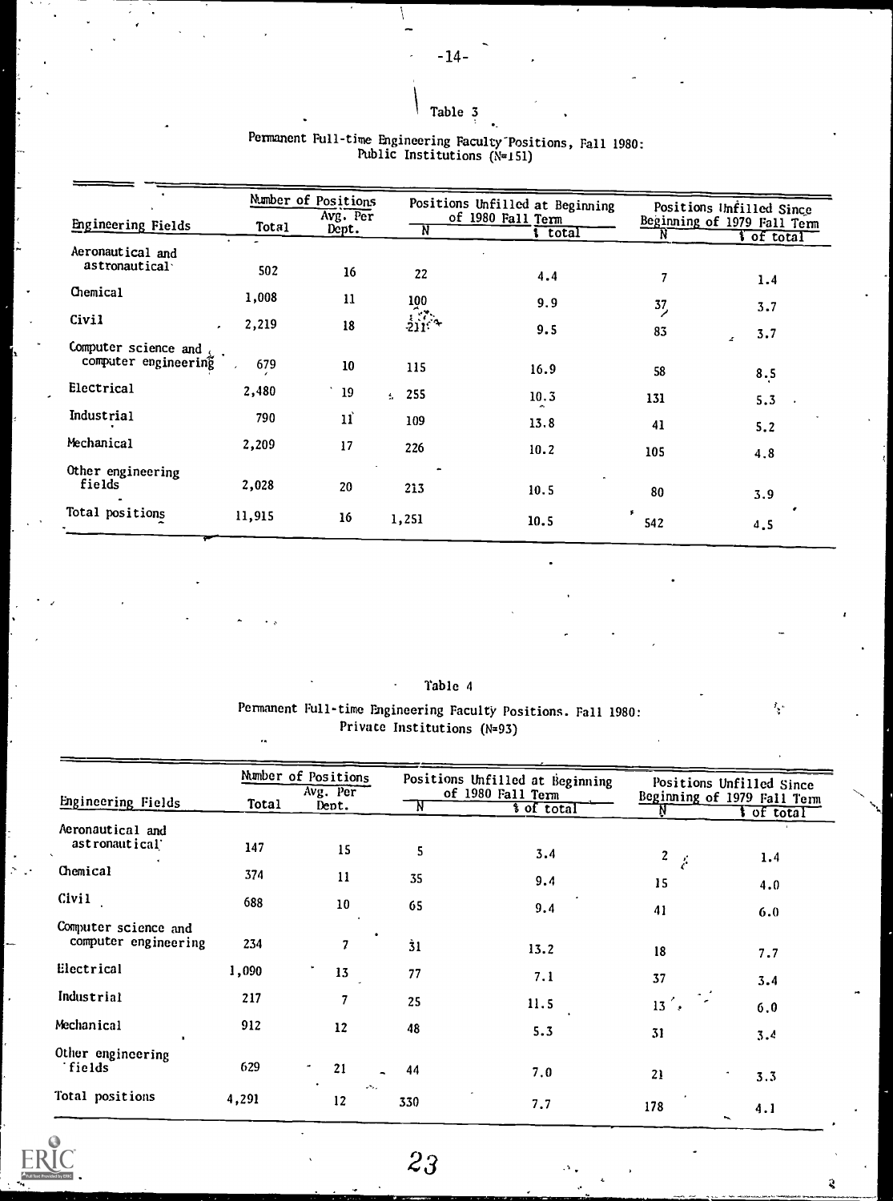Table 3

Permanent Full-time Engineering Faculty Positions, Fall 1980: Public Institutions (N=151)

| Engineering Fields | Number of Positions | | Positions Unfilled at Beginning of 1980 Fall Term | | Positions Unfilled Since Beginning of 1979 Fall Term | |
|---|---|---|---|---|---|---|
| | Total | Avg. Per Dept. | N | % total | N | % of total |
| Aeronautical and astronautical | 502 | 16 | 22 | 4.4 | 7 | 1.4 |
| Chemical | 1,008 | 11 | 100 | 9.9 | 37 | 3.7 |
| Civil | 2,219 | 18 | 211 | 9.5 | 83 | 3.7 |
| Computer science and computer engineering | 679 | 10 | 115 | 16.9 | 58 | 8.5 |
| Electrical | 2,480 | 19 | 255 | 10.3 | 131 | 5.3 |
| Industrial | 790 | 11 | 109 | 13.8 | 41 | 5.2 |
| Mechanical | 2,209 | 17 | 226 | 10.2 | 105 | 4.8 |
| Other engineering fields | 2,028 | 20 | 213 | 10.5 | 80 | 3.9 |
| Total positions | 11,915 | 16 | 1,251 | 10.5 | 542 | 4.5 |

Table 4

Permanent Full-time Engineering Faculty Positions. Fall 1980: Private Institutions (N=93)

| Engineering Fields | Number of Positions | | Positions Unfilled at Beginning of 1980 Fall Term | | Positions Unfilled Since Beginning of 1979 Fall Term | |
|---|---|---|---|---|---|---|
| | Total | Avg. Per Dept. | N | % of total | N | % of total |
| Aeronautical and astronautical | 147 | 15 | 5 | 3.4 | 2 | 1.4 |
| Chemical | 374 | 11 | 35 | 9.4 | 15 | 4.0 |
| Civil | 688 | 10 | 65 | 9.4 | 41 | 6.0 |
| Computer science and computer engineering | 234 | 7 | 31 | 13.2 | 18 | 7.7 |
| Electrical | 1,090 | 13 | 77 | 7.1 | 37 | 3.4 |
| Industrial | 217 | 7 | 25 | 11.5 | 13 | 6.0 |
| Mechanical | 912 | 12 | 48 | 5.3 | 31 | 3.4 |
| Other engineering fields | 629 | 21 | 44 | 7.0 | 21 | 3.3 |
| Total positions | 4,291 | 12 | 330 | 7.7 | 178 | 4.1 |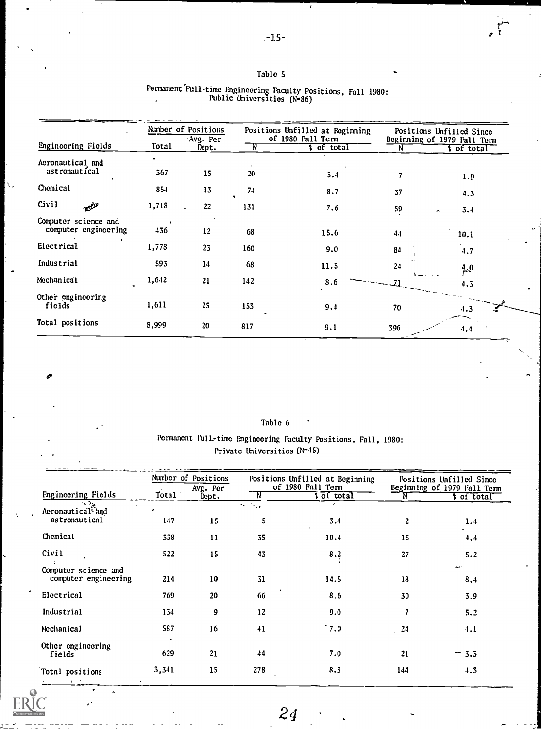Table 5

Permanent Full-time Engineering Faculty Positions, Fall 1980: Public Universities (N=86)

| Engineering Fields | Number of Positions | | Positions Unfilled at Beginning of 1980 Fall Term | | Positions Unfilled Since Beginning of 1979 Fall Term | |
|---|---|---|---|---|---|---|
| | Total | Avg. Per Dept. | N | % of total | N | % of total |
| Aeronautical and astronautical | 367 | 15 | 20 | 5.4 | 7 | 1.9 |
| Chemical | 854 | 13 | 74 | 8.7 | 37 | 4.3 |
| Civil | 1,718 | 22 | 131 | 7.6 | 59 | 3.4 |
| Computer science and computer engineering | 436 | 12 | 68 | 15.6 | 44 | 10.1 |
| Electrical | 1,778 | 23 | 160 | 9.0 | 84 | 4.7 |
| Industrial | 593 | 14 | 68 | 11.5 | 24 | 4.0 |
| Mechanical | 1,642 | 21 | 142 | 8.6 | 71 | 4.3 |
| Other engineering fields | 1,611 | 25 | 153 | 9.4 | 70 | 4.3 |
| Total positions | 8,999 | 20 | 817 | 9.1 | 396 | 4.4 |

Table 6

Permanent Full-time Engineering Faculty Positions, Fall, 1980: Private Universities (N=45)

| Engineering Fields | Number of Positions | | Positions Unfilled at Beginning of 1980 Fall Term | | Positions Unfilled Since Beginning of 1979 Fall Term | |
|---|---|---|---|---|---|---|
| | Total | Avg. Per Dept. | N | % of total | N | % of total |
| Aeronautical and astronautical | 147 | 15 | 5 | 3.4 | 2 | 1.4 |
| Chemical | 338 | 11 | 35 | 10.4 | 15 | 4.4 |
| Civil | 522 | 15 | 43 | 8.2 | 27 | 5.2 |
| Computer science and computer engineering | 214 | 10 | 31 | 14.5 | 18 | 8.4 |
| Electrical | 769 | 20 | 66 | 8.6 | 30 | 3.9 |
| Industrial | 134 | 9 | 12 | 9.0 | 7 | 5.2 |
| Mechanical | 587 | 16 | 41 | 7.0 | 24 | 4.1 |
| Other engineering fields | 629 | 21 | 44 | 7.0 | 21 | 3.3 |
| Total positions | 3,341 | 15 | 278 | 8.3 | 144 | 4.3 |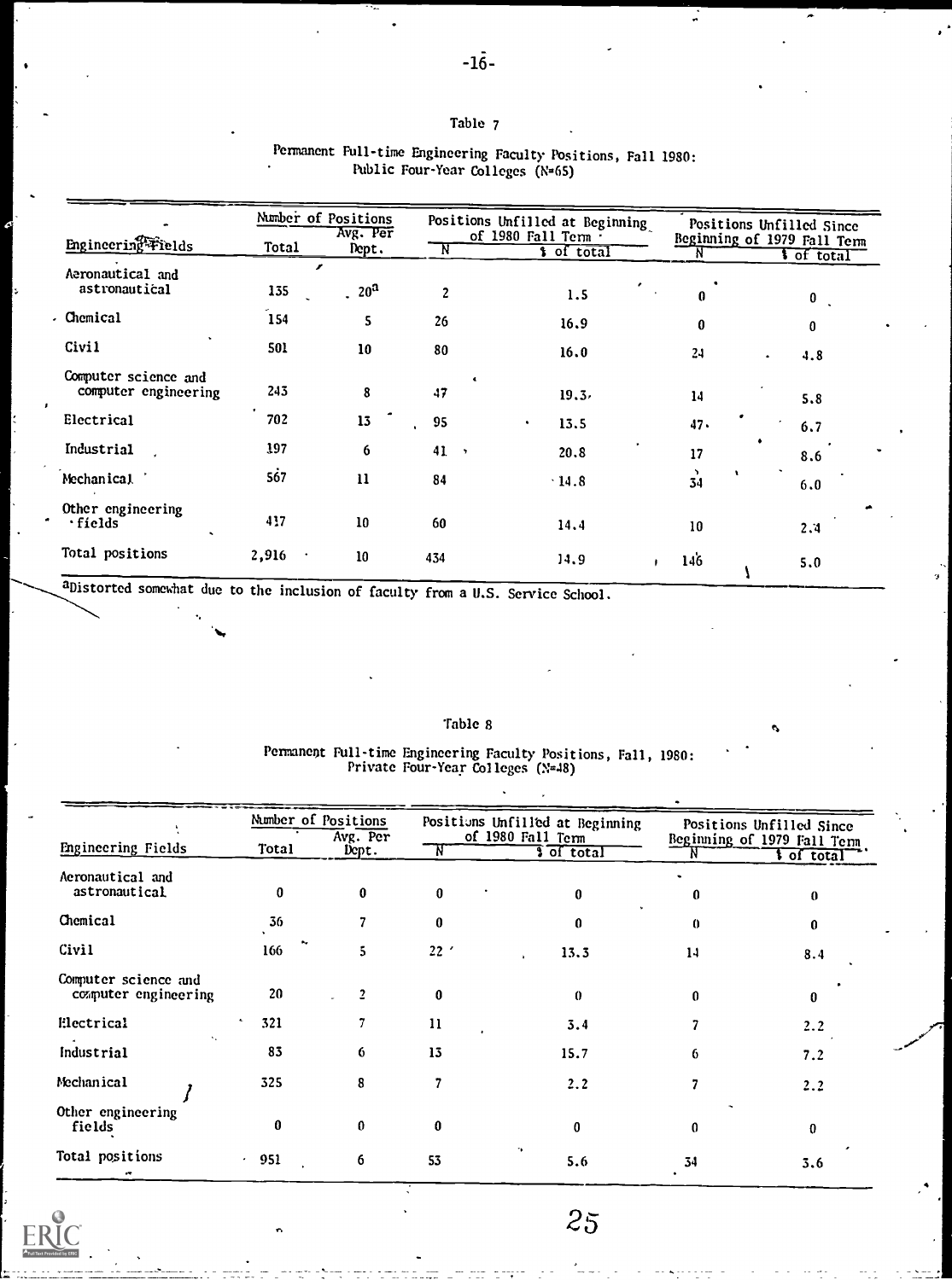Table 7

Permanent Full-time Engineering Faculty Positions, Fall 1980: Public Four-Year Colleges (N=65)

| Engineering Fields | Number of Positions | | Positions Unfilled at Beginning of 1980 Fall Term | | Positions Unfilled Since Beginning of 1979 Fall Term | |
|---|---|---|---|---|---|---|
| | Total | Avg. Per Dept. | N | % of total | N | % of total |
| Aeronautical and astronautical | 135 | 20[a] | 2 | 1.5 | 0 | 0 |
| Chemical | 154 | 5 | 26 | 16.9 | 0 | 0 |
| Civil | 501 | 10 | 80 | 16.0 | 24 | 4.8 |
| Computer science and computer engineering | 243 | 8 | 47 | 19.3 | 14 | 5.8 |
| Electrical | 702 | 13 | 95 | 13.5 | 47 | 6.7 |
| Industrial | 197 | 6 | 41 | 20.8 | 17 | 8.6 |
| Mechanical | 567 | 11 | 84 | 14.8 | 34 | 6.0 |
| Other engineering fields | 417 | 10 | 60 | 14.4 | 10 | 2.4 |
| Total positions | 2,916 | 10 | 434 | 14.9 | 146 | 5.0 |

[a]Distorted somewhat due to the inclusion of faculty from a U.S. Service School.

Table 8

Permanent Full-time Engineering Faculty Positions, Fall, 1980: Private Four-Year Colleges (N=48)

| Engineering Fields | Number of Positions | | Positions Unfilled at Beginning of 1980 Fall Term | | Positions Unfilled Since Beginning of 1979 Fall Term | |
|---|---|---|---|---|---|---|
| | Total | Avg. Per Dept. | N | % of total | N | % of total |
| Aeronautical and astronautical | 0 | 0 | 0 | 0 | 0 | 0 |
| Chemical | 36 | 7 | 0 | 0 | 0 | 0 |
| Civil | 166 | 5 | 22 | 13.3 | 14 | 8.4 |
| Computer science and computer engineering | 20 | 2 | 0 | 0 | 0 | 0 |
| Electrical | 321 | 7 | 11 | 3.4 | 7 | 2.2 |
| Industrial | 83 | 6 | 13 | 15.7 | 6 | 7.2 |
| Mechanical | 325 | 8 | 7 | 2.2 | 7 | 2.2 |
| Other engineering fields | 0 | 0 | 0 | 0 | 0 | 0 |
| Total positions | 951 | 6 | 53 | 5.6 | 34 | 3.6 |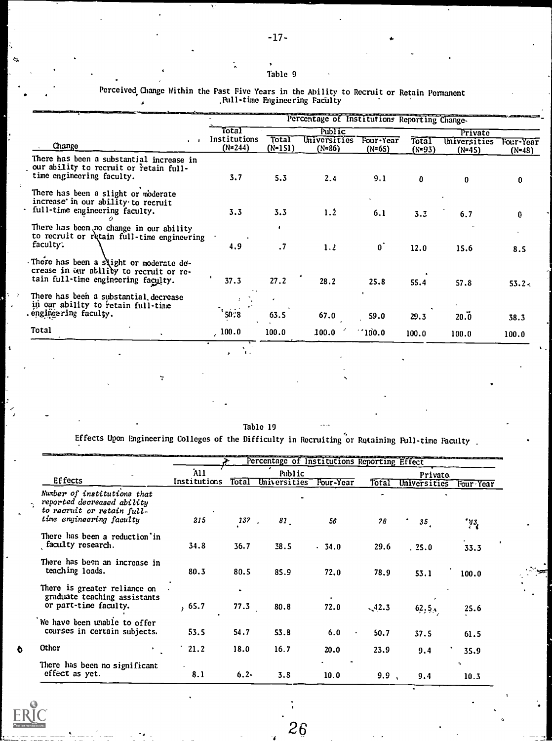Table 9

Perceived Change Within the Past Five Years in the Ability to Recruit or Retain Permanent Full-time Engineering Faculty

| Change | Percentage of Institutions Reporting Change | | | | | | |
|---|---|---|---|---|---|---|---|
| | Total Institutions (N=244) | Public | | | Private | | |
| | | Total (N=151) | Universities (N=86) | Four-Year (N=65) | Total (N=93) | Universities (N=45) | Four-Year (N=48) |
| There has been a substantial increase in our ability to recruit or retain full-time engineering faculty. | 3.7 | 5.3 | 2.4 | 9.1 | 0 | 0 | 0 |
| There has been a slight or moderate increase in our ability to recruit full-time engineering faculty. | 3.3 | 3.3 | 1.2 | 6.1 | 3.3 | 6.7 | 0 |
| There has been no change in our ability to recruit or retain full-time engineering faculty. | 4.9 | .7 | 1.2 | 0 | 12.0 | 15.6 | 8.5 |
| There has been a slight or moderate decrease in our ability to recruit or retain full-time engineering faculty. | 37.3 | 27.2 | 28.2 | 25.8 | 55.4 | 57.8 | 53.2 |
| There has been a substantial decrease in our ability to retain full-time engineering faculty. | 50.8 | 63.5 | 67.0 | 59.0 | 29.3 | 20.0 | 38.3 |
| Total | 100.0 | 100.0 | 100.0 | 100.0 | 100.0 | 100.0 | 100.0 |

Table 10

Effects Upon Engineering Colleges of the Difficulty in Recruiting or Retaining Full-time Faculty

| Effects | Percentage of Institutions Reporting Effect | | | | | | |
|---|---|---|---|---|---|---|---|
| | All Institutions | Public | | | Private | | |
| | | Total | Universities | Four-Year | Total | Universities | Four-Year |
| *Number of institutions that reported decreased ability to recruit or retain full-time engineering faculty* | *215* | *137* | *81* | *56* | *78* | *35* | *43* |
| There has been a reduction in faculty research. | 34.8 | 36.7 | 38.5 | 34.0 | 29.6 | 25.0 | 33.3 |
| There has been an increase in teaching loads. | 80.3 | 80.5 | 85.9 | 72.0 | 78.9 | 53.1 | 100.0 |
| There is greater reliance on graduate teaching assistants or part-time faculty. | 65.7 | 77.3 | 80.8 | 72.0 | 42.3 | 62.5 | 25.6 |
| We have been unable to offer courses in certain subjects. | 53.5 | 54.7 | 53.8 | 6.0 | 50.7 | 37.5 | 61.5 |
| Other | 21.2 | 18.0 | 16.7 | 20.0 | 23.9 | 9.4 | 35.9 |
| There has been no significant effect as yet. | 8.1 | 6.2 | 3.8 | 10.0 | 9.9 | 9.4 | 10.3 |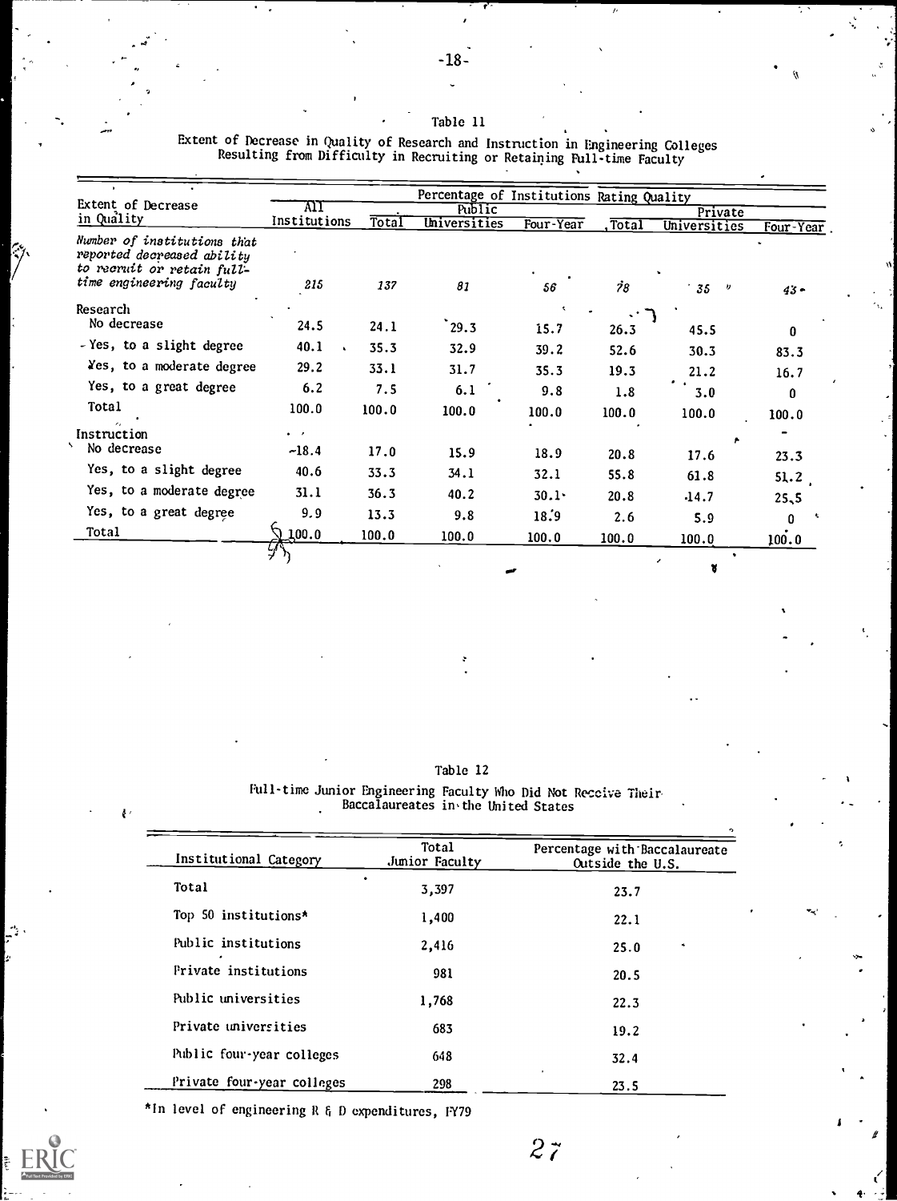Table 11

Extent of Decrease in Quality of Research and Instruction in Engineering Colleges Resulting from Difficulty in Recruiting or Retaining Full-time Faculty

| Extent of Decrease in Quality | Percentage of Institutions Rating Quality | | | | | | |
|---|---|---|---|---|---|---|---|
| | All Institutions | Public | | | Private | | |
| | | Total | Universities | Four-Year | Total | Universities | Four-Year |
| *Number of institutions that reported decreased ability to recruit or retain full-time engineering faculty* | *215* | *137* | *81* | *56* | *78* | *35* | *43* |
| Research | | | | | | | |
| No decrease | 24.5 | 24.1 | 29.3 | 15.7 | 26.3 | 45.5 | 0 |
| Yes, to a slight degree | 40.1 | 35.3 | 32.9 | 39.2 | 52.6 | 30.3 | 83.3 |
| Yes, to a moderate degree | 29.2 | 33.1 | 31.7 | 35.3 | 19.3 | 21.2 | 16.7 |
| Yes, to a great degree | 6.2 | 7.5 | 6.1 | 9.8 | 1.8 | 3.0 | 0 |
| Total | 100.0 | 100.0 | 100.0 | 100.0 | 100.0 | 100.0 | 100.0 |
| Instruction | | | | | | | |
| No decrease | 18.4 | 17.0 | 15.9 | 18.9 | 20.8 | 17.6 | 23.3 |
| Yes, to a slight degree | 40.6 | 33.3 | 34.1 | 32.1 | 55.8 | 61.8 | 51.2 |
| Yes, to a moderate degree | 31.1 | 36.3 | 40.2 | 30.1 | 20.8 | 14.7 | 25.5 |
| Yes, to a great degree | 9.9 | 13.3 | 9.8 | 18.9 | 2.6 | 5.9 | 0 |
| Total | 100.0 | 100.0 | 100.0 | 100.0 | 100.0 | 100.0 | 100.0 |

Table 12

Full-time Junior Engineering Faculty Who Did Not Receive Their Baccalaureates in the United States

| Institutional Category | Total Junior Faculty | Percentage with Baccalaureate Outside the U.S. |
|---|---|---|
| Total | 3,397 | 23.7 |
| Top 50 institutions* | 1,400 | 22.1 |
| Public institutions | 2,416 | 25.0 |
| Private institutions | 981 | 20.5 |
| Public universities | 1,768 | 22.3 |
| Private universities | 683 | 19.2 |
| Public four-year colleges | 648 | 32.4 |
| Private four-year colleges | 298 | 23.5 |

*In level of engineering R & D expenditures, FY79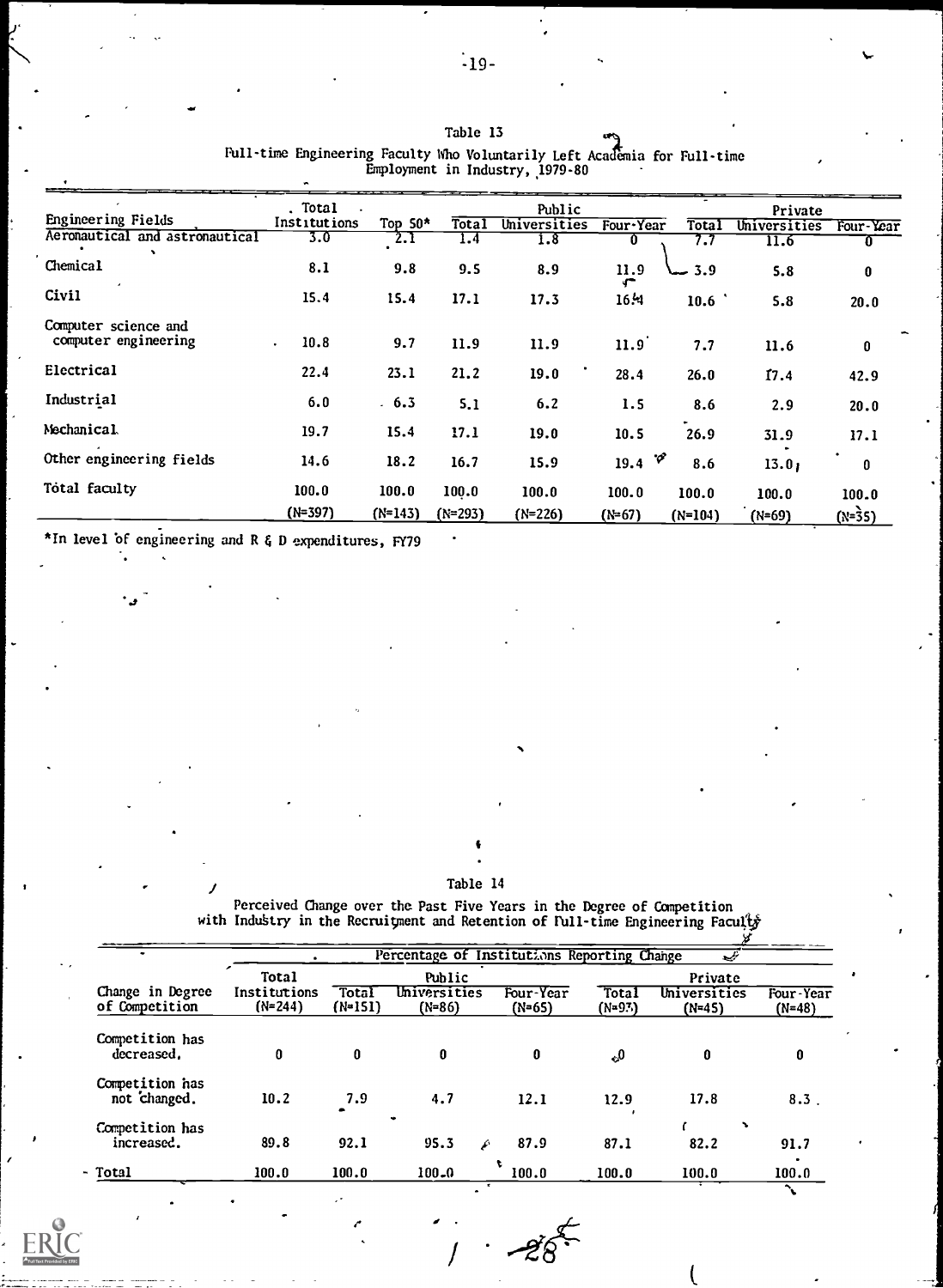Table 13

Full-time Engineering Faculty Who Voluntarily Left Academia for Full-time Employment in Industry, 1979-80

| Engineering Fields | Total Institutions | Top 50* | Public | | | Private | | |
|---|---|---|---|---|---|---|---|---|
| | | | Total | Universities | Four-Year | Total | Universities | Four-Year |
| Aeronautical and astronautical | 3.0 | 2.1 | 1.4 | 1.8 | 0 | 7.7 | 11.6 | 0 |
| Chemical | 8.1 | 9.8 | 9.5 | 8.9 | 11.9 | 3.9 | 5.8 | 0 |
| Civil | 15.4 | 15.4 | 17.1 | 17.3 | 16.4 | 10.6 | 5.8 | 20.0 |
| Computer science and computer engineering | 10.8 | 9.7 | 11.9 | 11.9 | 11.9 | 7.7 | 11.6 | 0 |
| Electrical | 22.4 | 23.1 | 21.2 | 19.0 | 28.4 | 26.0 | 17.4 | 42.9 |
| Industrial | 6.0 | 6.3 | 5.1 | 6.2 | 1.5 | 8.6 | 2.9 | 20.0 |
| Mechanical | 19.7 | 15.4 | 17.1 | 19.0 | 10.5 | 26.9 | 31.9 | 17.1 |
| Other engineering fields | 14.6 | 18.2 | 16.7 | 15.9 | 19.4 | 8.6 | 13.0 | 0 |
| Total faculty | 100.0 | 100.0 | 100.0 | 100.0 | 100.0 | 100.0 | 100.0 | 100.0 |
| | (N=397) | (N=143) | (N=293) | (N=226) | (N=67) | (N=104) | (N=69) | (N=35) |

*In level of engineering and R & D expenditures, FY79

Table 14

Perceived Change over the Past Five Years in the Degree of Competition with Industry in the Recruitment and Retention of Full-time Engineering Faculty

| Change in Degree of Competition | Percentage of Institutions Reporting Change | | | | | | |
|---|---|---|---|---|---|---|---|
| | Total Institutions (N=244) | Public | | | Private | | |
| | | Total (N=151) | Universities (N=86) | Four-Year (N=65) | Total (N=93) | Universities (N=45) | Four-Year (N=48) |
| Competition has decreased. | 0 | 0 | 0 | 0 | 0 | 0 | 0 |
| Competition has not changed. | 10.2 | 7.9 | 4.7 | 12.1 | 12.9 | 17.8 | 8.3 |
| Competition has increased. | 89.8 | 92.1 | 95.3 | 87.9 | 87.1 | 82.2 | 91.7 |
| Total | 100.0 | 100.0 | 100.0 | 100.0 | 100.0 | 100.0 | 100.0 |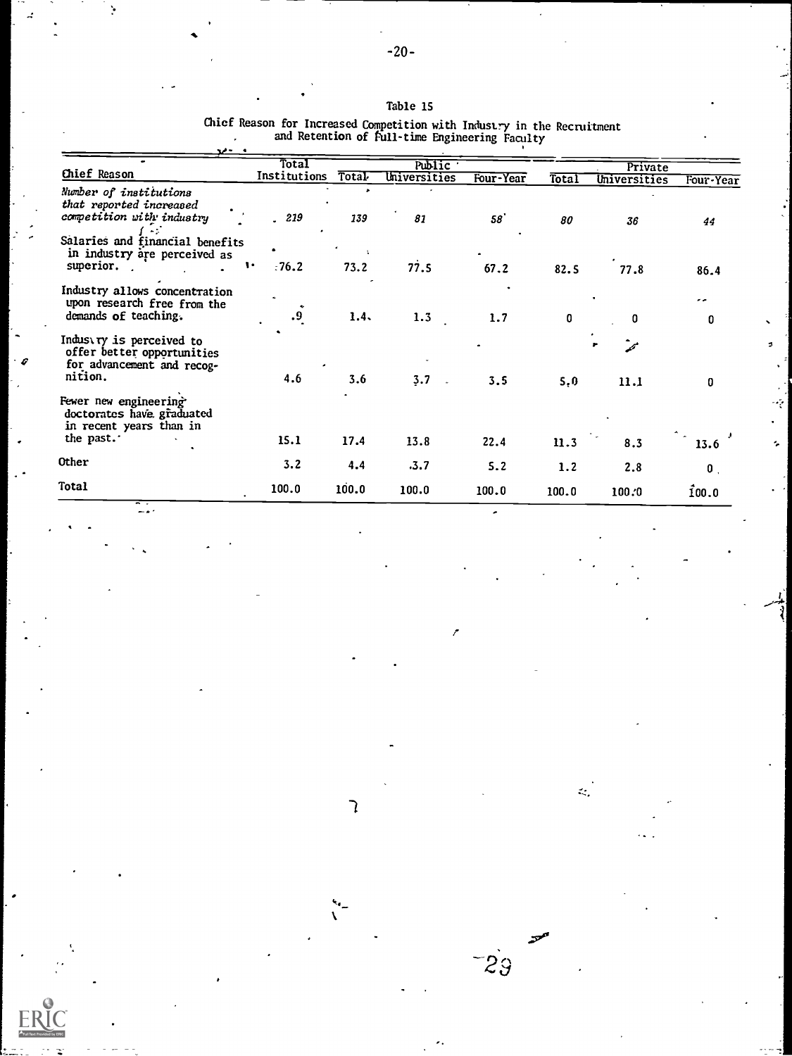Table 15

Chief Reason for Increased Competition with Industry in the Recruitment and Retention of Full-time Engineering Faculty

| Chief Reason | Total Institutions | Public | | | Private | | |
|---|---|---|---|---|---|---|---|
| | | Total | Universities | Four-Year | Total | Universities | Four-Year |
| *Number of institutions that reported increased competition with industry* | *219* | *139* | *81* | *58* | *80* | *36* | *44* |
| Salaries and financial benefits in industry are perceived as superior. | 76.2 | 73.2 | 77.5 | 67.2 | 82.5 | 77.8 | 86.4 |
| Industry allows concentration upon research free from the demands of teaching. | .9 | 1.4 | 1.3 | 1.7 | 0 | 0 | 0 |
| Industry is perceived to offer better opportunities for advancement and recognition. | 4.6 | 3.6 | 3.7 | 3.5 | 5.0 | 11.1 | 0 |
| Fewer new engineering doctorates have graduated in recent years than in the past. | 15.1 | 17.4 | 13.8 | 22.4 | 11.3 | 8.3 | 13.6 |
| Other | 3.2 | 4.4 | 3.7 | 5.2 | 1.2 | 2.8 | 0 |
| Total | 100.0 | 100.0 | 100.0 | 100.0 | 100.0 | 100.0 | 100.0 |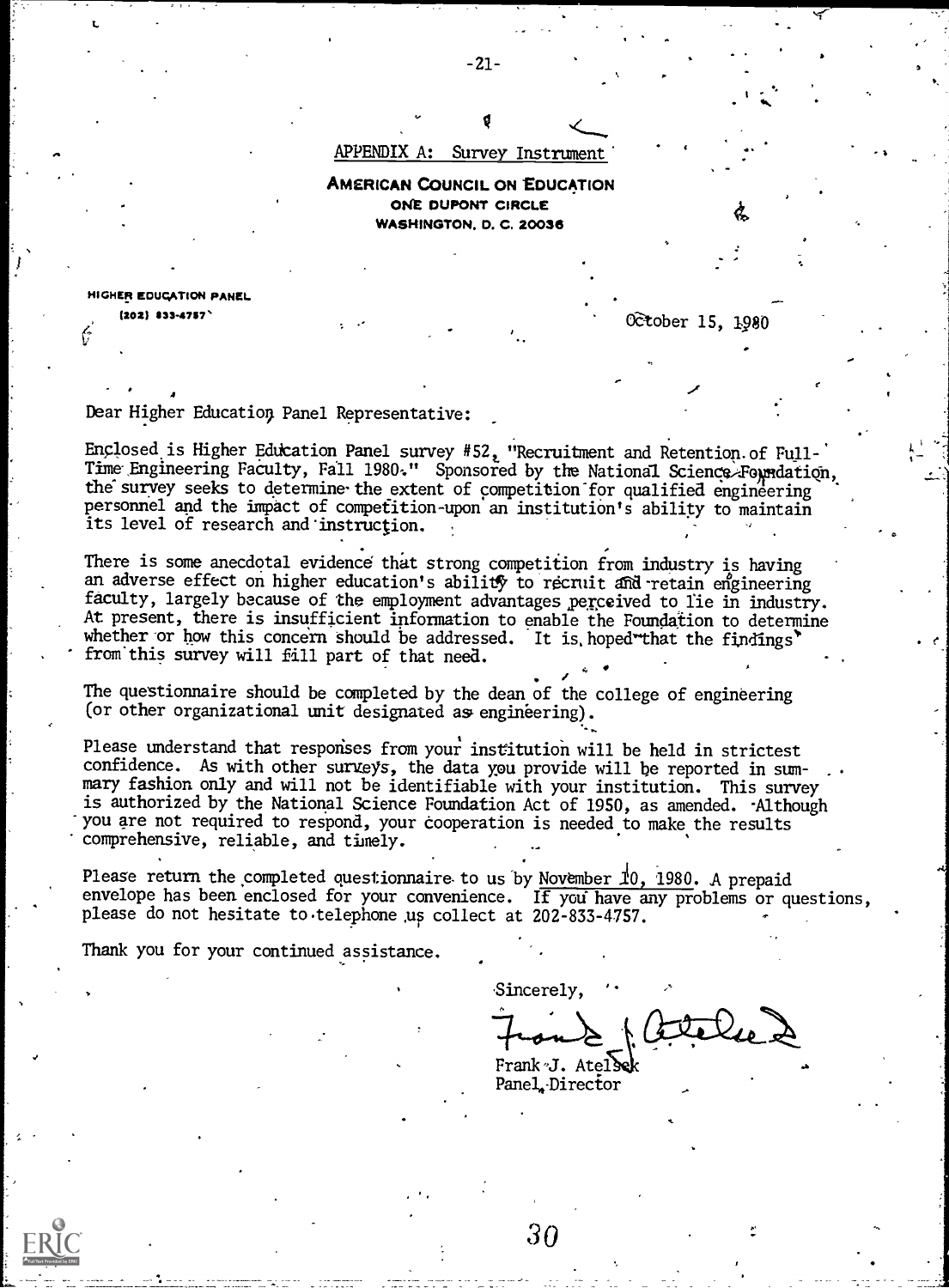## APPENDIX A: Survey Instrument

**AMERICAN COUNCIL ON EDUCATION**
ONE DUPONT CIRCLE
WASHINGTON, D. C. 20036

HIGHER EDUCATION PANEL
(202) 833-4757

October 15, 1980

Dear Higher Education Panel Representative:

Enclosed is Higher Education Panel survey #52, "Recruitment and Retention of Full-Time Engineering Faculty, Fall 1980." Sponsored by the National Science Foundation, the survey seeks to determine the extent of competition for qualified engineering personnel and the impact of competition upon an institution's ability to maintain its level of research and instruction.

There is some anecdotal evidence that strong competition from industry is having an adverse effect on higher education's ability to recruit and retain engineering faculty, largely because of the employment advantages perceived to lie in industry. At present, there is insufficient information to enable the Foundation to determine whether or how this concern should be addressed. It is hoped that the findings from this survey will fill part of that need.

The questionnaire should be completed by the dean of the college of engineering (or other organizational unit designated as engineering).

Please understand that responses from your institution will be held in strictest confidence. As with other surveys, the data you provide will be reported in summary fashion only and will not be identifiable with your institution. This survey is authorized by the National Science Foundation Act of 1950, as amended. Although you are not required to respond, your cooperation is needed to make the results comprehensive, reliable, and timely.

Please return the completed questionnaire to us by November 10, 1980. A prepaid envelope has been enclosed for your convenience. If you have any problems or questions, please do not hesitate to telephone us collect at 202-833-4757.

Thank you for your continued assistance.

Sincerely,

Frank J. Atelsek
Panel Director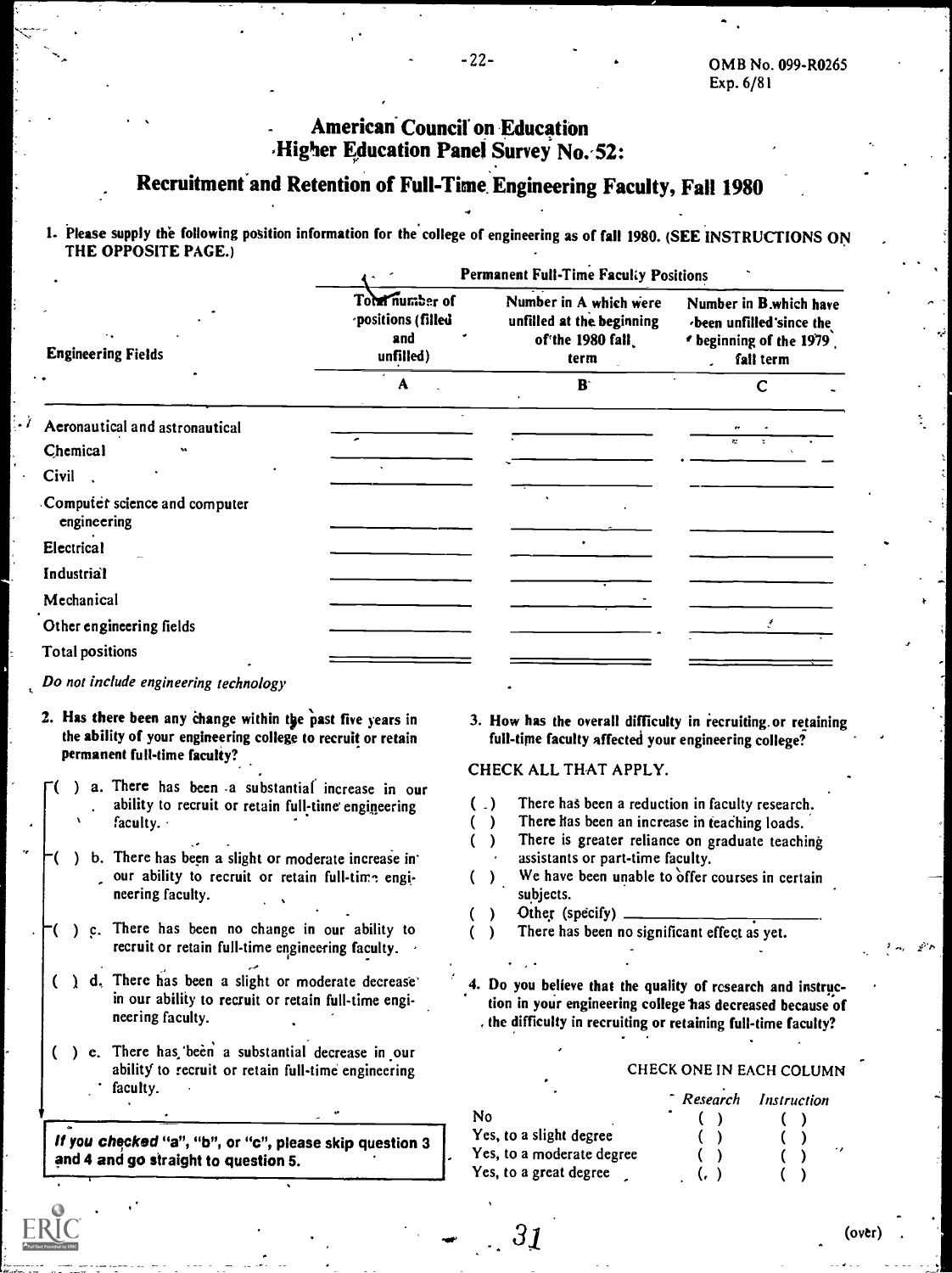OMB No. 099-R0265
Exp. 6/81

# American Council on Education Higher Education Panel Survey No. 52:

## Recruitment and Retention of Full-Time Engineering Faculty, Fall 1980

1. Please supply the following position information for the college of engineering as of fall 1980. (SEE INSTRUCTIONS ON THE OPPOSITE PAGE.)

| | Permanent Full-Time Faculty Positions | | |
|---|---|---|---|
| Engineering Fields | Total number of positions (filled and unfilled) | Number in A which were unfilled at the beginning of the 1980 fall term | Number in B which have been unfilled since the beginning of the 1979 fall term |
| | A | B | C |
| Aeronautical and astronautical | | | |
| Chemical | | | |
| Civil | | | |
| Computer science and computer engineering | | | |
| Electrical | | | |
| Industrial | | | |
| Mechanical | | | |
| Other engineering fields | | | |
| Total positions | | | |

*Do not include engineering technology*

2. Has there been any change within the past five years in the ability of your engineering college to recruit or retain permanent full-time faculty?

( ) a. There has been a substantial increase in our ability to recruit or retain full-time engineering faculty.

( ) b. There has been a slight or moderate increase in our ability to recruit or retain full-time engineering faculty.

( ) c. There has been no change in our ability to recruit or retain full-time engineering faculty.

( ) d. There has been a slight or moderate decrease in our ability to recruit or retain full-time engineering faculty.

( ) e. There has been a substantial decrease in our ability to recruit or retain full-time engineering faculty.

**If you checked "a", "b", or "c", please skip question 3 and 4 and go straight to question 5.**

3. How has the overall difficulty in recruiting or retaining full-time faculty affected your engineering college?

CHECK ALL THAT APPLY.

( ) There has been a reduction in faculty research.
( ) There has been an increase in teaching loads.
( ) There is greater reliance on graduate teaching assistants or part-time faculty.
( ) We have been unable to offer courses in certain subjects.
( ) Other (specify) ____________
( ) There has been no significant effect as yet.

4. Do you believe that the quality of research and instruction in your engineering college has decreased because of the difficulty in recruiting or retaining full-time faculty?

CHECK ONE IN EACH COLUMN

| | *Research* | *Instruction* |
|---|---|---|
| No | ( ) | ( ) |
| Yes, to a slight degree | ( ) | ( ) |
| Yes, to a moderate degree | ( ) | ( ) |
| Yes, to a great degree | ( ) | ( ) |

(over)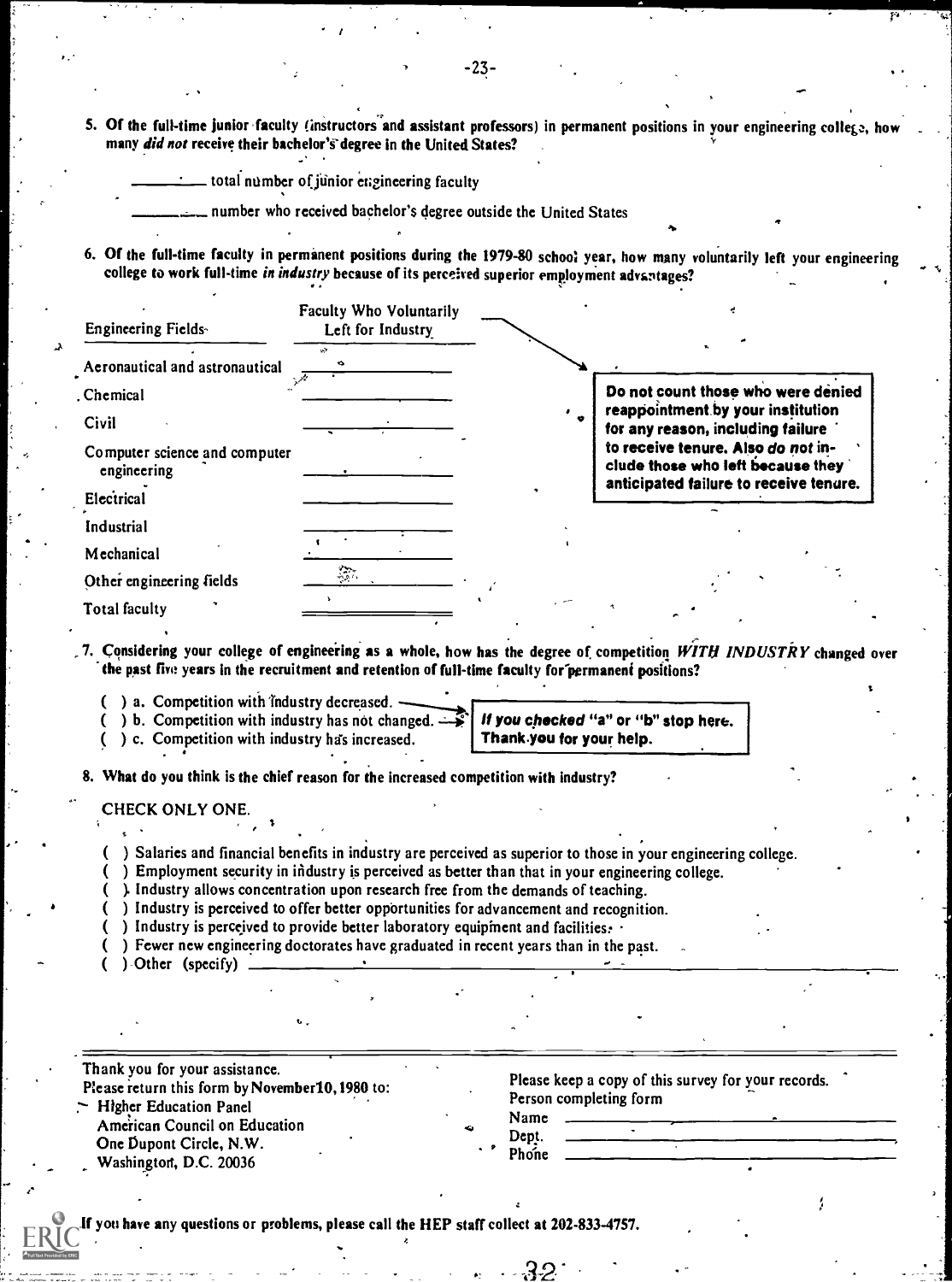5. **Of the full-time junior faculty (instructors and assistant professors) in permanent positions in your engineering college, how many *did not* receive their bachelor's degree in the United States?**

_________ total number of junior engineering faculty

_________ number who received bachelor's degree outside the United States

6. **Of the full-time faculty in permanent positions during the 1979-80 school year, how many voluntarily left your engineering college to work full-time *in industry* because of its perceived superior employment advantages?**

| Engineering Fields | Faculty Who Voluntarily Left for Industry |
|---|---|
| Aeronautical and astronautical | _________ |
| Chemical | _________ |
| Civil | _________ |
| Computer science and computer engineering | _________ |
| Electrical | _________ |
| Industrial | _________ |
| Mechanical | _________ |
| Other engineering fields | _________ |
| Total faculty | _________ |

**Do not count those who were denied reappointment by your institution for any reason, including failure to receive tenure. Also *do not* include those who left because they anticipated failure to receive tenure.**

7. **Considering your college of engineering as a whole, how has the degree of competition *WITH INDUSTRY* changed over the past five years in the recruitment and retention of full-time faculty for permanent positions?**

( ) a. Competition with industry decreased.
( ) b. Competition with industry has not changed.
( ) c. Competition with industry has increased.

***If you checked "a" or "b" stop here. Thank you for your help.***

8. **What do you think is the chief reason for the increased competition with industry?**

CHECK ONLY ONE.

( ) Salaries and financial benefits in industry are perceived as superior to those in your engineering college.
( ) Employment security in industry is perceived as better than that in your engineering college.
( ) Industry allows concentration upon research free from the demands of teaching.
( ) Industry is perceived to offer better opportunities for advancement and recognition.
( ) Industry is perceived to provide better laboratory equipment and facilities.
( ) Fewer new engineering doctorates have graduated in recent years than in the past.
( ) Other (specify) _________________________________

---

Thank you for your assistance.
Please return this form by November 10, 1980 to:
Higher Education Panel
American Council on Education
One Dupont Circle, N.W.
Washington, D.C. 20036

Please keep a copy of this survey for your records.
Person completing form
Name _________________________
Dept. _________________________
Phone _________________________

**If you have any questions or problems, please call the HEP staff collect at 202-833-4757.**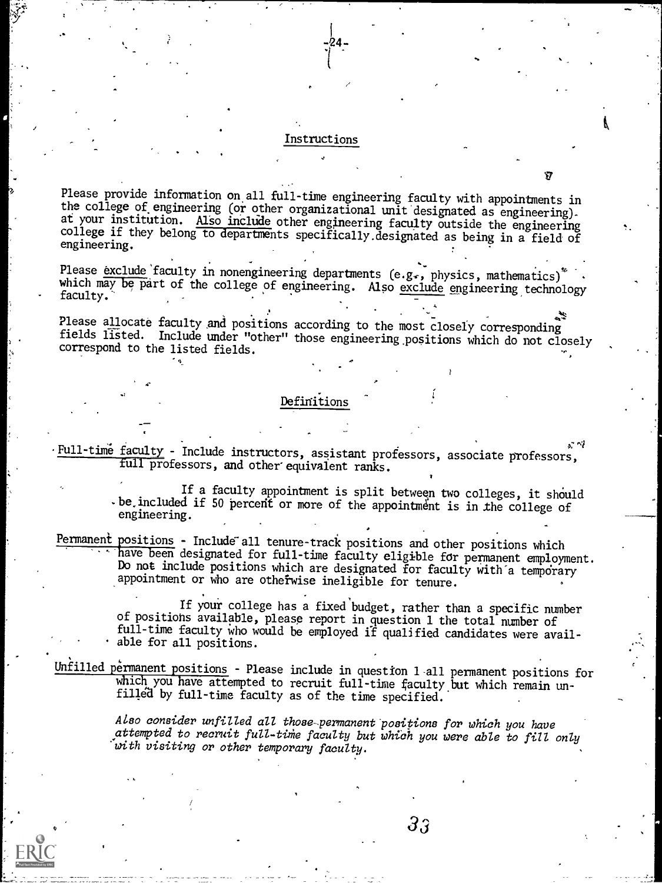## Instructions

Please provide information on all full-time engineering faculty with appointments in the college of engineering (or other organizational unit designated as engineering) at your institution. Also include other engineering faculty outside the engineering college if they belong to departments specifically designated as being in a field of engineering.

Please exclude faculty in nonengineering departments (e.g., physics, mathematics) which may be part of the college of engineering. Also exclude engineering technology faculty.

Please allocate faculty and positions according to the most closely corresponding fields listed. Include under "other" those engineering positions which do not closely correspond to the listed fields.

## Definitions

Full-time faculty - Include instructors, assistant professors, associate professors, full professors, and other equivalent ranks.

If a faculty appointment is split between two colleges, it should be included if 50 percent or more of the appointment is in the college of engineering.

Permanent positions - Include all tenure-track positions and other positions which have been designated for full-time faculty eligible for permanent employment. Do not include positions which are designated for faculty with a temporary appointment or who are otherwise ineligible for tenure.

If your college has a fixed budget, rather than a specific number of positions available, please report in question 1 the total number of full-time faculty who would be employed if qualified candidates were available for all positions.

Unfilled permanent positions - Please include in question 1 all permanent positions for which you have attempted to recruit full-time faculty but which remain unfilled by full-time faculty as of the time specified.

*Also consider unfilled all those permanent positions for which you have attempted to recruit full-time faculty but which you were able to fill only with visiting or other temporary faculty.*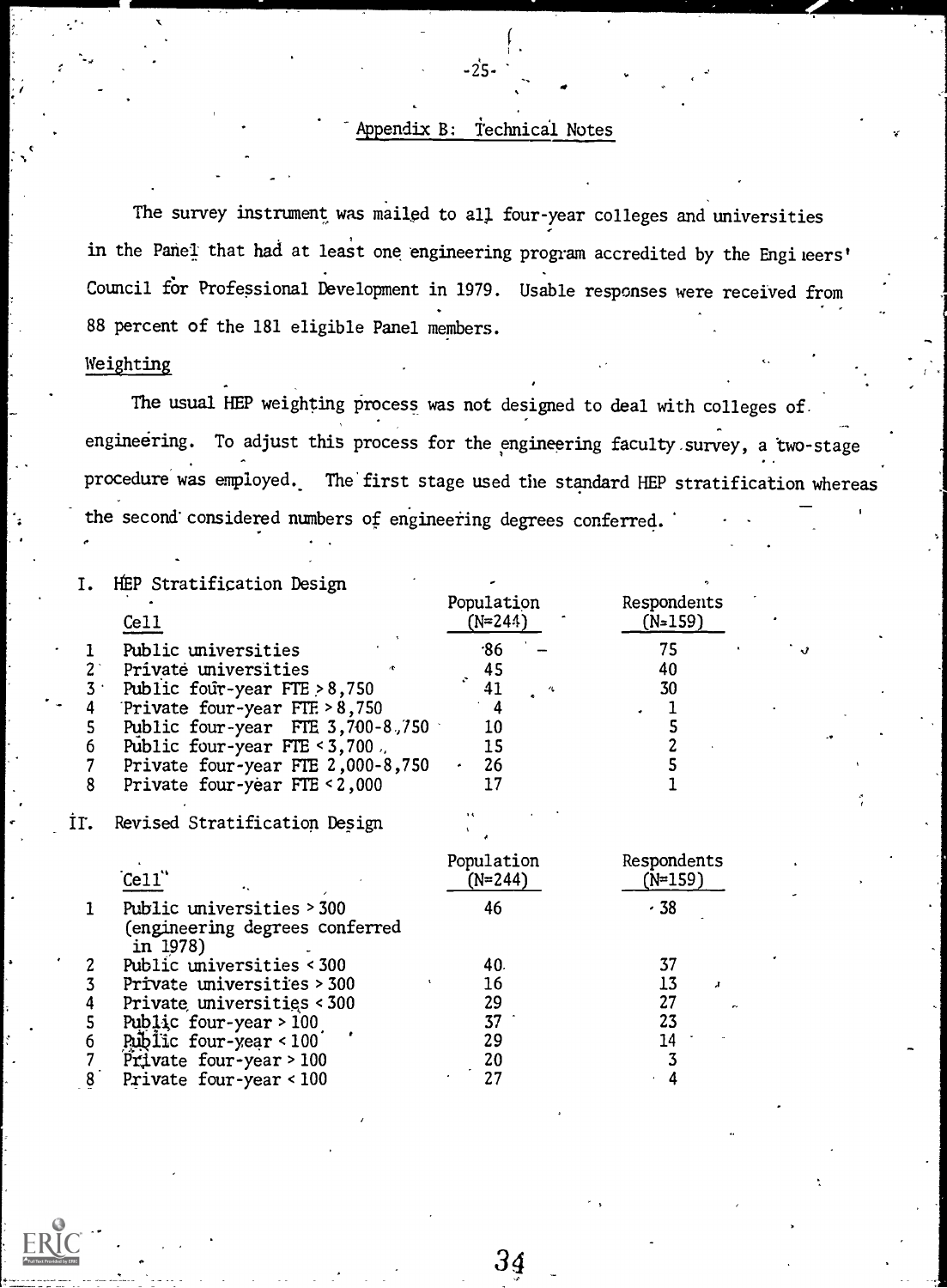## Appendix B: Technical Notes

The survey instrument was mailed to all four-year colleges and universities in the Panel that had at least one engineering program accredited by the Engineers' Council for Professional Development in 1979. Usable responses were received from 88 percent of the 181 eligible Panel members.

### Weighting

The usual HEP weighting process was not designed to deal with colleges of engineering. To adjust this process for the engineering faculty survey, a two-stage procedure was employed. The first stage used the standard HEP stratification whereas the second considered numbers of engineering degrees conferred.

I. HEP Stratification Design

| | Cell | Population (N=244) | Respondents (N=159) |
|---|---|---|---|
| 1 | Public universities | 86 | 75 |
| 2 | Private universities | 45 | 40 |
| 3 | Public four-year FTE > 8,750 | 41 | 30 |
| 4 | Private four-year FTE > 8,750 | 4 | 1 |
| 5 | Public four-year FTE 3,700-8,750 | 10 | 5 |
| 6 | Public four-year FTE < 3,700 | 15 | 2 |
| 7 | Private four-year FTE 2,000-8,750 | 26 | 5 |
| 8 | Private four-year FTE < 2,000 | 17 | 1 |

II. Revised Stratification Design

| | Cell | Population (N=244) | Respondents (N=159) |
|---|---|---|---|
| 1 | Public universities > 300 (engineering degrees conferred in 1978) | 46 | 38 |
| 2 | Public universities < 300 | 40 | 37 |
| 3 | Private universities > 300 | 16 | 13 |
| 4 | Private universities < 300 | 29 | 27 |
| 5 | Public four-year > 100 | 37 | 23 |
| 6 | Public four-year < 100 | 29 | 14 |
| 7 | Private four-year > 100 | 20 | 3 |
| 8 | Private four-year < 100 | 27 | 4 |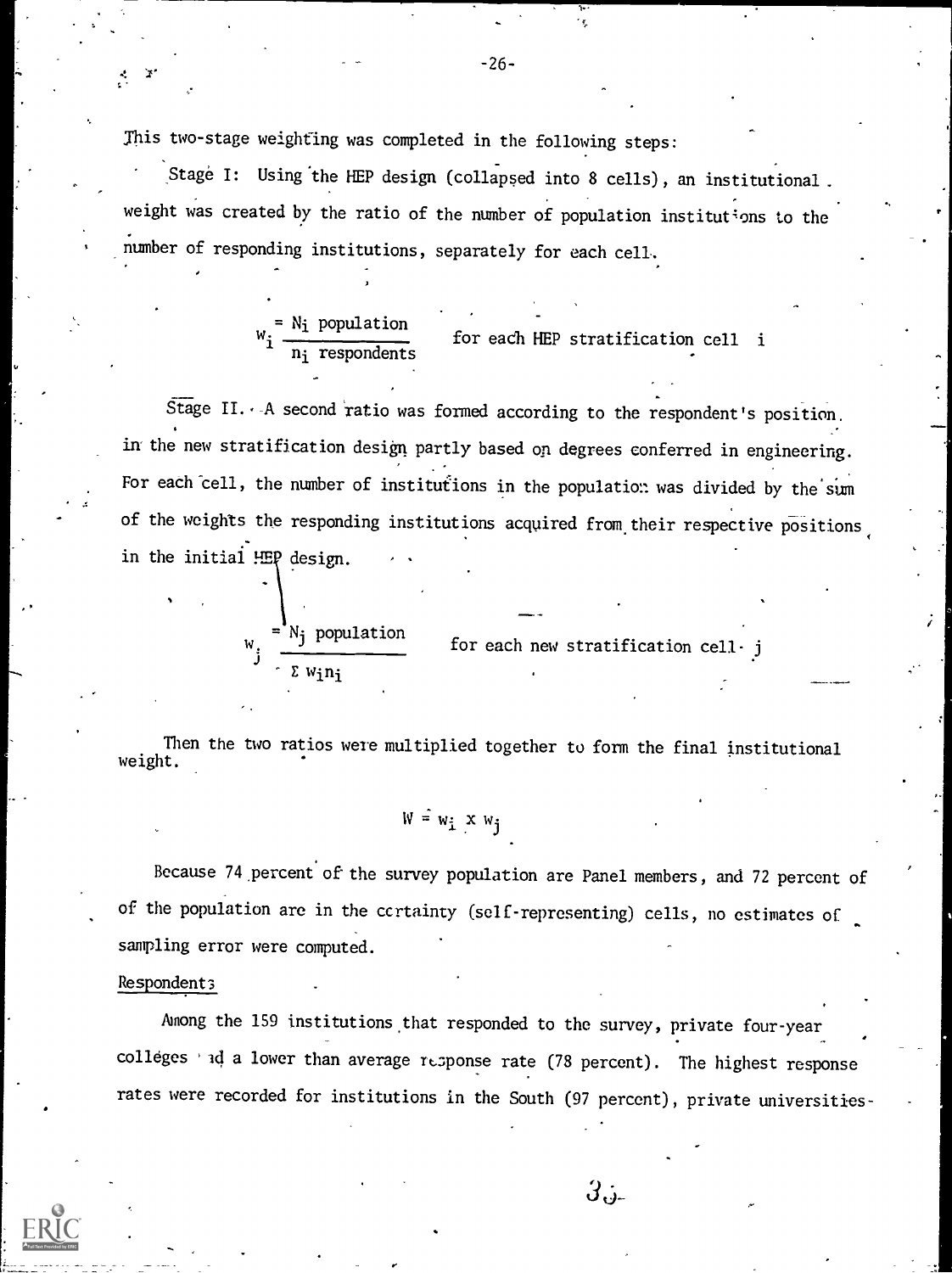This two-stage weighting was completed in the following steps:

Stage I: Using the HEP design (collapsed into 8 cells), an institutional weight was created by the ratio of the number of population institutions to the number of responding institutions, separately for each cell.

$$w_i = \frac{N_i \text{ population}}{n_i \text{ respondents}} \quad \text{for each HEP stratification cell } i$$

Stage II. A second ratio was formed according to the respondent's position in the new stratification design partly based on degrees conferred in engineering. For each cell, the number of institutions in the population was divided by the sum of the weights the responding institutions acquired from their respective positions in the initial HEP design.

$$w_j = \frac{N_j \text{ population}}{\Sigma\, w_i n_i} \quad \text{for each new stratification cell } j$$

Then the two ratios were multiplied together to form the final institutional weight.

$$W = w_i \times w_j$$

Because 74 percent of the survey population are Panel members, and 72 percent of of the population are in the certainty (self-representing) cells, no estimates of sampling error were computed.

## Respondents

Among the 159 institutions that responded to the survey, private four-year colleges had a lower than average response rate (78 percent). The highest response rates were recorded for institutions in the South (97 percent), private universities-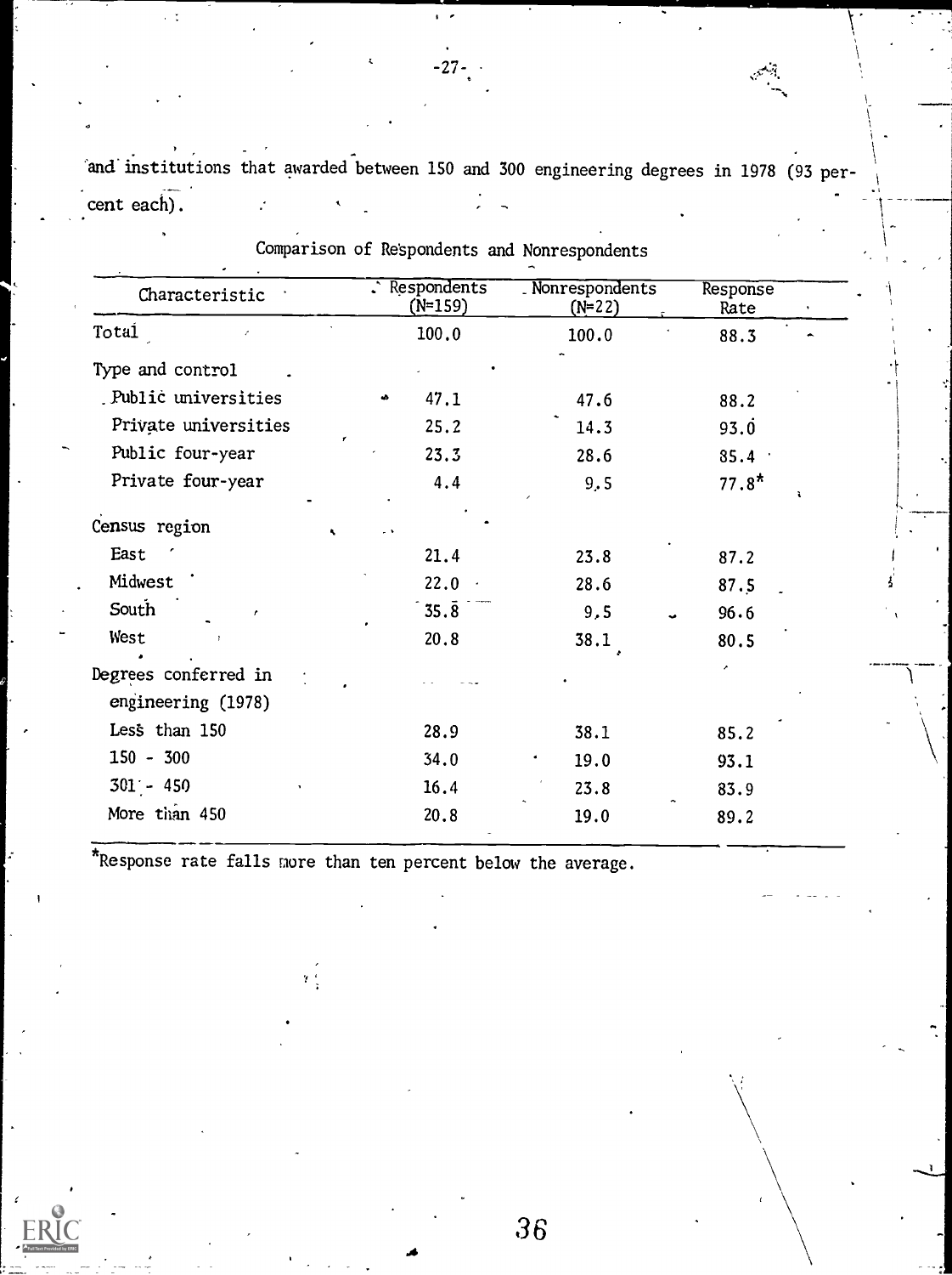and institutions that awarded between 150 and 300 engineering degrees in 1978 (93 percent each).

Comparison of Respondents and Nonrespondents

| Characteristic | Respondents (N=159) | Nonrespondents (N=22) | Response Rate |
|---|---|---|---|
| Total | 100.0 | 100.0 | 88.3 |
| Type and control | | | |
| Public universities | 47.1 | 47.6 | 88.2 |
| Private universities | 25.2 | 14.3 | 93.0 |
| Public four-year | 23.3 | 28.6 | 85.4 |
| Private four-year | 4.4 | 9.5 | 77.8* |
| Census region | | | |
| East | 21.4 | 23.8 | 87.2 |
| Midwest | 22.0 | 28.6 | 87.5 |
| South | 35.8 | 9.5 | 96.6 |
| West | 20.8 | 38.1 | 80.5 |
| Degrees conferred in engineering (1978) | | | |
| Less than 150 | 28.9 | 38.1 | 85.2 |
| 150 - 300 | 34.0 | 19.0 | 93.1 |
| 301 - 450 | 16.4 | 23.8 | 83.9 |
| More than 450 | 20.8 | 19.0 | 89.2 |

*Response rate falls more than ten percent below the average.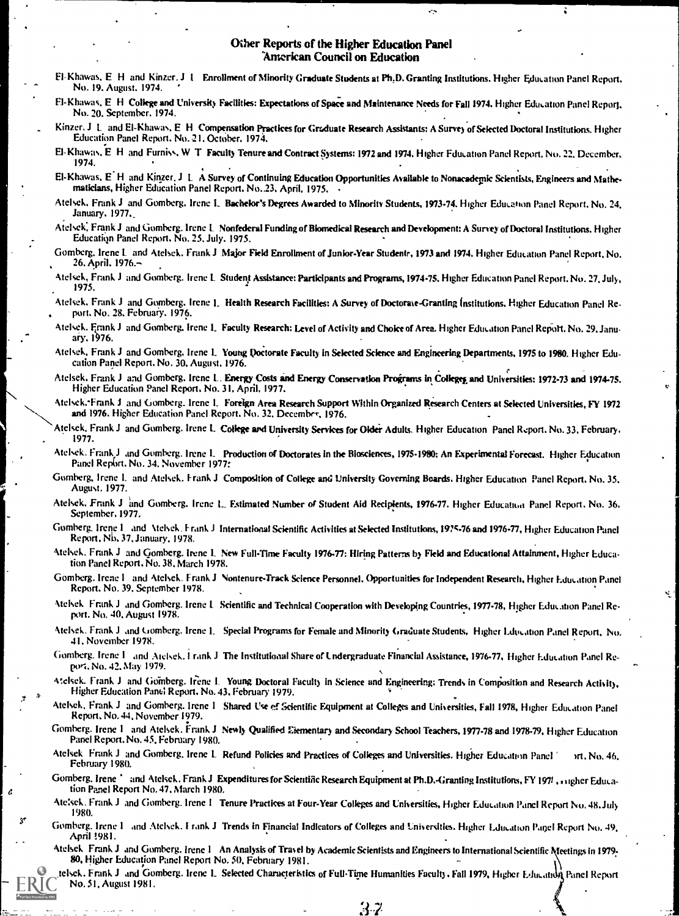# Other Reports of the Higher Education Panel
## American Council on Education

El-Khawas, E H and Kinzer, J L **Enrollment of Minority Graduate Students at Ph.D. Granting Institutions.** Higher Education Panel Report, No. 19, August, 1974.

El-Khawas, E H **College and University Facilities: Expectations of Space and Maintenance Needs for Fall 1974.** Higher Education Panel Report, No. 20, September, 1974.

Kinzer, J L and El-Khawas, E H **Compensation Practices for Graduate Research Assistants: A Survey of Selected Doctoral Institutions.** Higher Education Panel Report, No. 21, October, 1974.

El-Khawas, E H and Furniss, W T **Faculty Tenure and Contract Systems: 1972 and 1974.** Higher Education Panel Report, No. 22, December, 1974.

El-Khawas, E H and Kinzer, J L **A Survey of Continuing Education Opportunities Available to Nonacademic Scientists, Engineers and Mathematicians,** Higher Education Panel Report, No. 23, April, 1975.

Atelsek, Frank J and Gomberg, Irene L **Bachelor's Degrees Awarded to Minority Students, 1973-74.** Higher Education Panel Report, No. 24, January, 1977.

Atelsek, Frank J and Gomberg, Irene L **Nonfederal Funding of Biomedical Research and Development: A Survey of Doctoral Institutions.** Higher Education Panel Report, No. 25, July, 1975.

Gomberg, Irene L and Atelsek, Frank J **Major Field Enrollment of Junior-Year Students, 1973 and 1974.** Higher Education Panel Report, No. 26, April, 1976.

Atelsek, Frank J and Gomberg, Irene L **Student Assistance: Participants and Programs, 1974-75.** Higher Education Panel Report, No. 27, July, 1975.

Atelsek, Frank J and Gomberg, Irene L **Health Research Facilities: A Survey of Doctorate-Granting Institutions.** Higher Education Panel Report, No. 28, February, 1976.

Atelsek, Frank J and Gomberg, Irene L **Faculty Research: Level of Activity and Choice of Area.** Higher Education Panel Report, No. 29, January, 1976.

Atelsek, Frank J and Gomberg, Irene L **Young Doctorate Faculty in Selected Science and Engineering Departments, 1975 to 1980.** Higher Education Panel Report, No. 30, August, 1976.

Atelsek, Frank J and Gomberg, Irene L **Energy Costs and Energy Conservation Programs in Colleges and Universities: 1972-73 and 1974-75.** Higher Education Panel Report, No. 31, April, 1977.

Atelsek, Frank J and Gomberg, Irene L **Foreign Area Research Support Within Organized Research Centers at Selected Universities, FY 1972 and 1976.** Higher Education Panel Report, No. 32, December, 1976.

Atelsek, Frank J and Gomberg, Irene L **College and University Services for Older Adults.** Higher Education Panel Report, No. 33, February, 1977.

Atelsek, Frank J and Gomberg, Irene L **Production of Doctorates in the Biosciences, 1975-1980: An Experimental Forecast.** Higher Education Panel Report, No. 34, November 1977.

Gomberg, Irene L and Atelsek, Frank J **Composition of College and University Governing Boards.** Higher Education Panel Report, No. 35, August, 1977.

Atelsek, Frank J and Gomberg, Irene L **Estimated Number of Student Aid Recipients, 1976-77.** Higher Education Panel Report, No. 36, September, 1977.

Gomberg, Irene L and Atelsek, Frank J **International Scientific Activities at Selected Institutions, 1975-76 and 1976-77,** Higher Education Panel Report, No. 37, January, 1978.

Atelsek, Frank J and Gomberg, Irene L **New Full-Time Faculty 1976-77: Hiring Patterns by Field and Educational Attainment,** Higher Education Panel Report, No. 38, March 1978.

Gomberg, Irene L and Atelsek, Frank J **Nontenure-Track Science Personnel, Opportunities for Independent Research,** Higher Education Panel Report, No. 39, September 1978.

Atelsek, Frank J and Gomberg, Irene L **Scientific and Technical Cooperation with Developing Countries, 1977-78,** Higher Education Panel Report, No. 40, August 1978.

Atelsek, Frank J and Gomberg, Irene L **Special Programs for Female and Minority Graduate Students,** Higher Education Panel Report, No. 41, November 1978.

Gomberg, Irene L and Atelsek, Frank J **The Institutional Share of Undergraduate Financial Assistance, 1976-77,** Higher Education Panel Report, No. 42, May 1979.

Atelsek, Frank J and Gomberg, Irene L **Young Doctoral Faculty in Science and Engineering: Trends in Composition and Research Activity,** Higher Education Panel Report, No. 43, February 1979.

Atelsek, Frank J and Gomberg, Irene L **Shared Use of Scientific Equipment at Colleges and Universities, Fall 1978,** Higher Education Panel Report, No. 44, November 1979.

Gomberg, Irene L and Atelsek, Frank J **Newly Qualified Elementary and Secondary School Teachers, 1977-78 and 1978-79,** Higher Education Panel Report, No. 45, February 1980.

Atelsek, Frank J and Gomberg, Irene L **Refund Policies and Practices of Colleges and Universities.** Higher Education Panel Report, No. 46, February 1980.

Gomberg, Irene L and Atelsek, Frank J **Expenditures for Scientific Research Equipment at Ph.D.-Granting Institutions, FY 1977,** Higher Education Panel Report No. 47, March 1980.

Atelsek, Frank J and Gomberg, Irene L **Tenure Practices at Four-Year Colleges and Universities,** Higher Education Panel Report No. 48, July 1980.

Gomberg, Irene L and Atelsek, Frank J **Trends in Financial Indicators of Colleges and Universities.** Higher Education Panel Report No. 49, April 1981.

Atelsek, Frank J and Gomberg, Irene L **An Analysis of Travel by Academic Scientists and Engineers to International Scientific Meetings in 1979-80,** Higher Education Panel Report No. 50, February 1981.

Atelsek, Frank J and Gomberg, Irene L **Selected Characteristics of Full-Time Humanities Faculty, Fall 1979,** Higher Education Panel Report No. 51, August 1981.